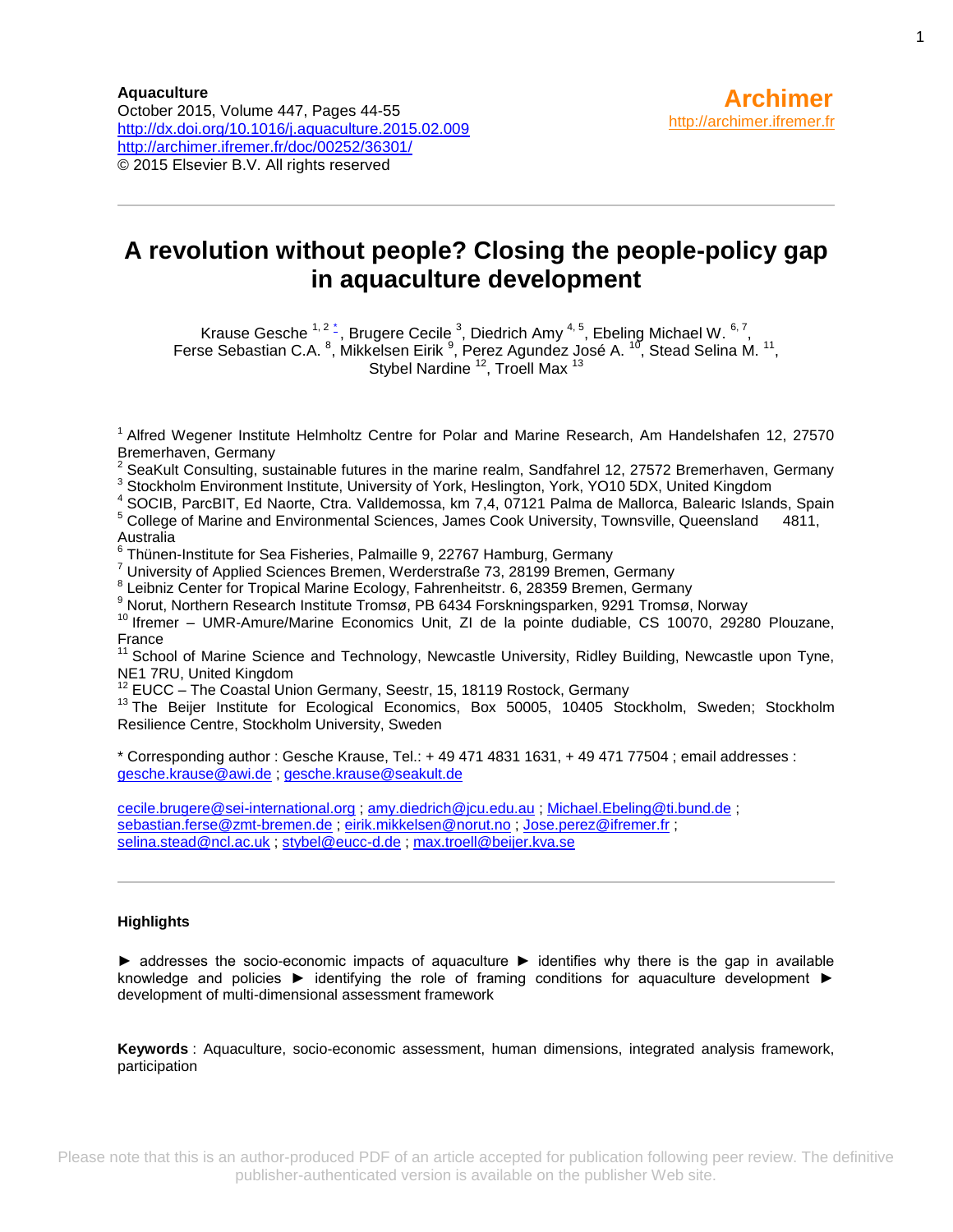**Aquaculture**
October 2015, Volume 447, Pages 44-55
http://dx.doi.org/10.1016/j.aquaculture.2015.02.009
http://archimer.ifremer.fr/doc/00252/36301/
© 2015 Elsevier B.V. All rights reserved

**Archimer**
http://archimer.ifremer.fr

# A revolution without people? Closing the people-policy gap in aquaculture development

Krause Gesche [1, 2, *], Brugere Cecile [3], Diedrich Amy [4, 5], Ebeling Michael W. [6, 7], Ferse Sebastian C.A. [8], Mikkelsen Eirik [9], Perez Agundez José A. [10], Stead Selina M. [11], Stybel Nardine [12], Troell Max [13]

[1] Alfred Wegener Institute Helmholtz Centre for Polar and Marine Research, Am Handelshafen 12, 27570 Bremerhaven, Germany
[2] SeaKult Consulting, sustainable futures in the marine realm, Sandfahrel 12, 27572 Bremerhaven, Germany
[3] Stockholm Environment Institute, University of York, Heslington, York, YO10 5DX, United Kingdom
[4] SOCIB, ParcBIT, Ed Naorte, Ctra. Valldemossa, km 7,4, 07121 Palma de Mallorca, Balearic Islands, Spain
[5] College of Marine and Environmental Sciences, James Cook University, Townsville, Queensland 4811, Australia
[6] Thünen-Institute for Sea Fisheries, Palmaille 9, 22767 Hamburg, Germany
[7] University of Applied Sciences Bremen, Werderstraße 73, 28199 Bremen, Germany
[8] Leibniz Center for Tropical Marine Ecology, Fahrenheitstr. 6, 28359 Bremen, Germany
[9] Norut, Northern Research Institute Tromsø, PB 6434 Forskningsparken, 9291 Tromsø, Norway
[10] Ifremer – UMR-Amure/Marine Economics Unit, ZI de la pointe dudiable, CS 10070, 29280 Plouzane, France
[11] School of Marine Science and Technology, Newcastle University, Ridley Building, Newcastle upon Tyne, NE1 7RU, United Kingdom
[12] EUCC – The Coastal Union Germany, Seestr, 15, 18119 Rostock, Germany
[13] The Beijer Institute for Ecological Economics, Box 50005, 10405 Stockholm, Sweden; Stockholm Resilience Centre, Stockholm University, Sweden

\* Corresponding author : Gesche Krause, Tel.: + 49 471 4831 1631, + 49 471 77504 ; email addresses : gesche.krause@awi.de ; gesche.krause@seakult.de

cecile.brugere@sei-international.org ; amy.diedrich@jcu.edu.au ; Michael.Ebeling@ti.bund.de ; sebastian.ferse@zmt-bremen.de ; eirik.mikkelsen@norut.no ; Jose.perez@ifremer.fr ; selina.stead@ncl.ac.uk ; stybel@eucc-d.de ; max.troell@beijer.kva.se

### Highlights

► addresses the socio-economic impacts of aquaculture ► identifies why there is the gap in available knowledge and policies ► identifying the role of framing conditions for aquaculture development ► development of multi-dimensional assessment framework

**Keywords** : Aquaculture, socio-economic assessment, human dimensions, integrated analysis framework, participation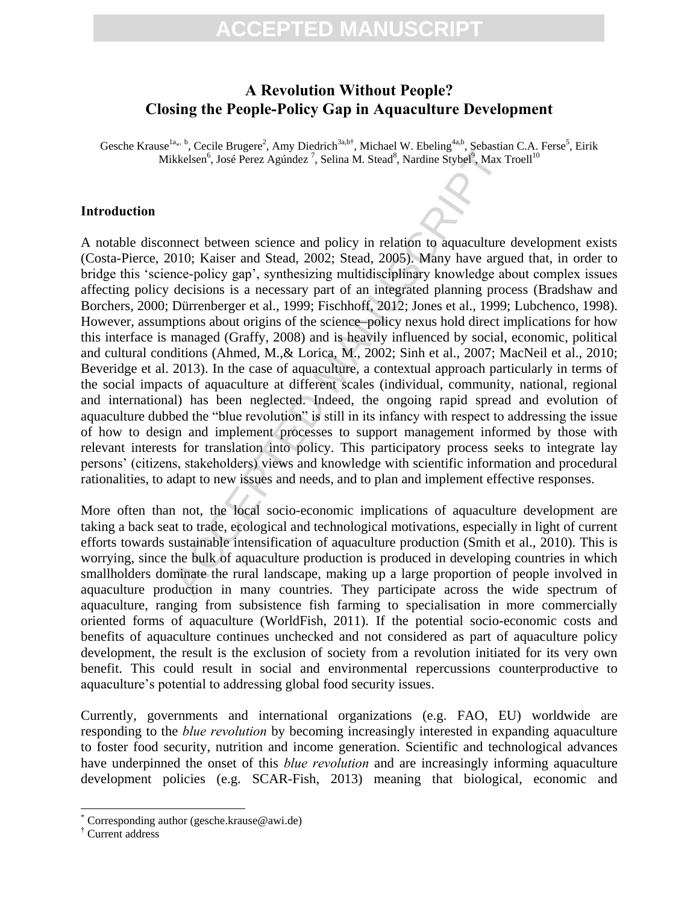# A Revolution Without People? Closing the People-Policy Gap in Aquaculture Development

Gesche Krause[1a*, b], Cecile Brugere[2], Amy Diedrich[3a,b†], Michael W. Ebeling[4a,b], Sebastian C.A. Ferse[5], Eirik Mikkelsen[6], José Perez Agúndez [7], Selina M. Stead[8], Nardine Stybel[9], Max Troell[10]

## Introduction

A notable disconnect between science and policy in relation to aquaculture development exists (Costa-Pierce, 2010; Kaiser and Stead, 2002; Stead, 2005). Many have argued that, in order to bridge this 'science-policy gap', synthesizing multidisciplinary knowledge about complex issues affecting policy decisions is a necessary part of an integrated planning process (Bradshaw and Borchers, 2000; Dürrenberger et al., 1999; Fischhoff, 2012; Jones et al., 1999; Lubchenco, 1998). However, assumptions about origins of the science–policy nexus hold direct implications for how this interface is managed (Graffy, 2008) and is heavily influenced by social, economic, political and cultural conditions (Ahmed, M.,& Lorica, M., 2002; Sinh et al., 2007; MacNeil et al., 2010; Beveridge et al. 2013). In the case of aquaculture, a contextual approach particularly in terms of the social impacts of aquaculture at different scales (individual, community, national, regional and international) has been neglected. Indeed, the ongoing rapid spread and evolution of aquaculture dubbed the "blue revolution" is still in its infancy with respect to addressing the issue of how to design and implement processes to support management informed by those with relevant interests for translation into policy. This participatory process seeks to integrate lay persons' (citizens, stakeholders) views and knowledge with scientific information and procedural rationalities, to adapt to new issues and needs, and to plan and implement effective responses.

More often than not, the local socio-economic implications of aquaculture development are taking a back seat to trade, ecological and technological motivations, especially in light of current efforts towards sustainable intensification of aquaculture production (Smith et al., 2010). This is worrying, since the bulk of aquaculture production is produced in developing countries in which smallholders dominate the rural landscape, making up a large proportion of people involved in aquaculture production in many countries. They participate across the wide spectrum of aquaculture, ranging from subsistence fish farming to specialisation in more commercially oriented forms of aquaculture (WorldFish, 2011). If the potential socio-economic costs and benefits of aquaculture continues unchecked and not considered as part of aquaculture policy development, the result is the exclusion of society from a revolution initiated for its very own benefit. This could result in social and environmental repercussions counterproductive to aquaculture's potential to addressing global food security issues.

Currently, governments and international organizations (e.g. FAO, EU) worldwide are responding to the *blue revolution* by becoming increasingly interested in expanding aquaculture to foster food security, nutrition and income generation. Scientific and technological advances have underpinned the onset of this *blue revolution* and are increasingly informing aquaculture development policies (e.g. SCAR-Fish, 2013) meaning that biological, economic and

---

[*] Corresponding author (gesche.krause@awi.de)

[†] Current address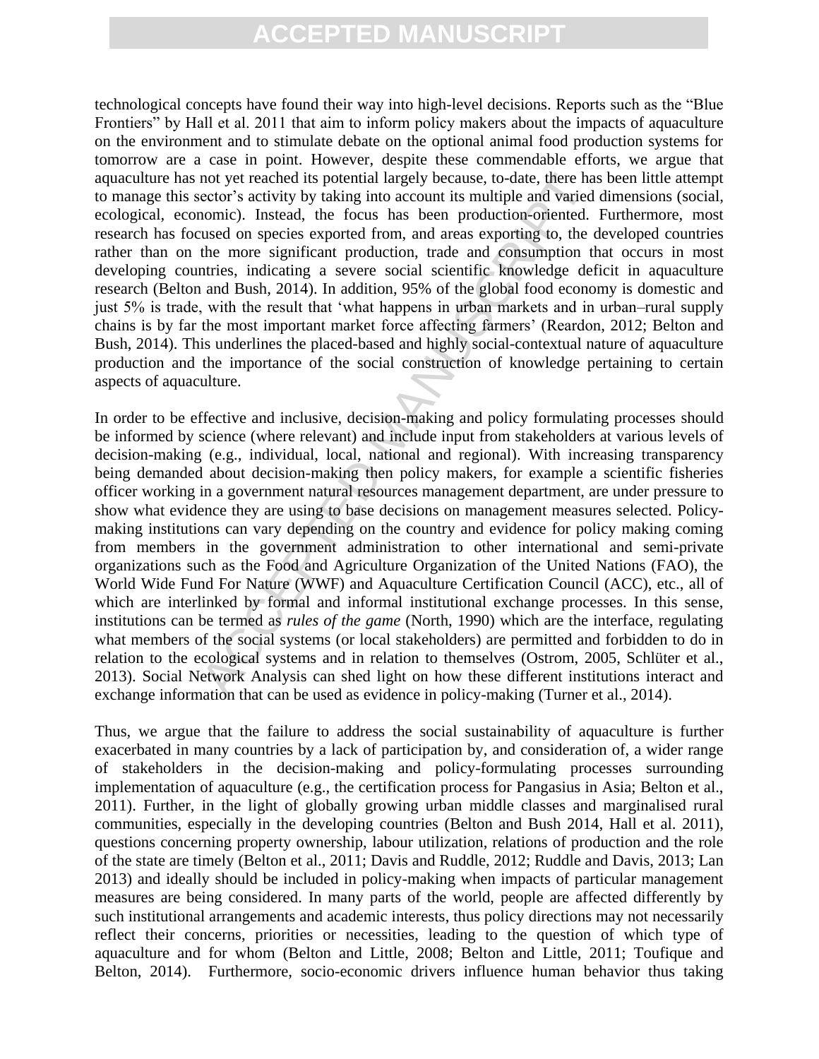technological concepts have found their way into high-level decisions. Reports such as the "Blue Frontiers" by Hall et al. 2011 that aim to inform policy makers about the impacts of aquaculture on the environment and to stimulate debate on the optional animal food production systems for tomorrow are a case in point. However, despite these commendable efforts, we argue that aquaculture has not yet reached its potential largely because, to-date, there has been little attempt to manage this sector's activity by taking into account its multiple and varied dimensions (social, ecological, economic). Instead, the focus has been production-oriented. Furthermore, most research has focused on species exported from, and areas exporting to, the developed countries rather than on the more significant production, trade and consumption that occurs in most developing countries, indicating a severe social scientific knowledge deficit in aquaculture research (Belton and Bush, 2014). In addition, 95% of the global food economy is domestic and just 5% is trade, with the result that 'what happens in urban markets and in urban–rural supply chains is by far the most important market force affecting farmers' (Reardon, 2012; Belton and Bush, 2014). This underlines the placed-based and highly social-contextual nature of aquaculture production and the importance of the social construction of knowledge pertaining to certain aspects of aquaculture.

In order to be effective and inclusive, decision-making and policy formulating processes should be informed by science (where relevant) and include input from stakeholders at various levels of decision-making (e.g., individual, local, national and regional). With increasing transparency being demanded about decision-making then policy makers, for example a scientific fisheries officer working in a government natural resources management department, are under pressure to show what evidence they are using to base decisions on management measures selected. Policy-making institutions can vary depending on the country and evidence for policy making coming from members in the government administration to other international and semi-private organizations such as the Food and Agriculture Organization of the United Nations (FAO), the World Wide Fund For Nature (WWF) and Aquaculture Certification Council (ACC), etc., all of which are interlinked by formal and informal institutional exchange processes. In this sense, institutions can be termed as *rules of the game* (North, 1990) which are the interface, regulating what members of the social systems (or local stakeholders) are permitted and forbidden to do in relation to the ecological systems and in relation to themselves (Ostrom, 2005, Schlüter et al., 2013). Social Network Analysis can shed light on how these different institutions interact and exchange information that can be used as evidence in policy-making (Turner et al., 2014).

Thus, we argue that the failure to address the social sustainability of aquaculture is further exacerbated in many countries by a lack of participation by, and consideration of, a wider range of stakeholders in the decision-making and policy-formulating processes surrounding implementation of aquaculture (e.g., the certification process for Pangasius in Asia; Belton et al., 2011). Further, in the light of globally growing urban middle classes and marginalised rural communities, especially in the developing countries (Belton and Bush 2014, Hall et al. 2011), questions concerning property ownership, labour utilization, relations of production and the role of the state are timely (Belton et al., 2011; Davis and Ruddle, 2012; Ruddle and Davis, 2013; Lan 2013) and ideally should be included in policy-making when impacts of particular management measures are being considered. In many parts of the world, people are affected differently by such institutional arrangements and academic interests, thus policy directions may not necessarily reflect their concerns, priorities or necessities, leading to the question of which type of aquaculture and for whom (Belton and Little, 2008; Belton and Little, 2011; Toufique and Belton, 2014). Furthermore, socio-economic drivers influence human behavior thus taking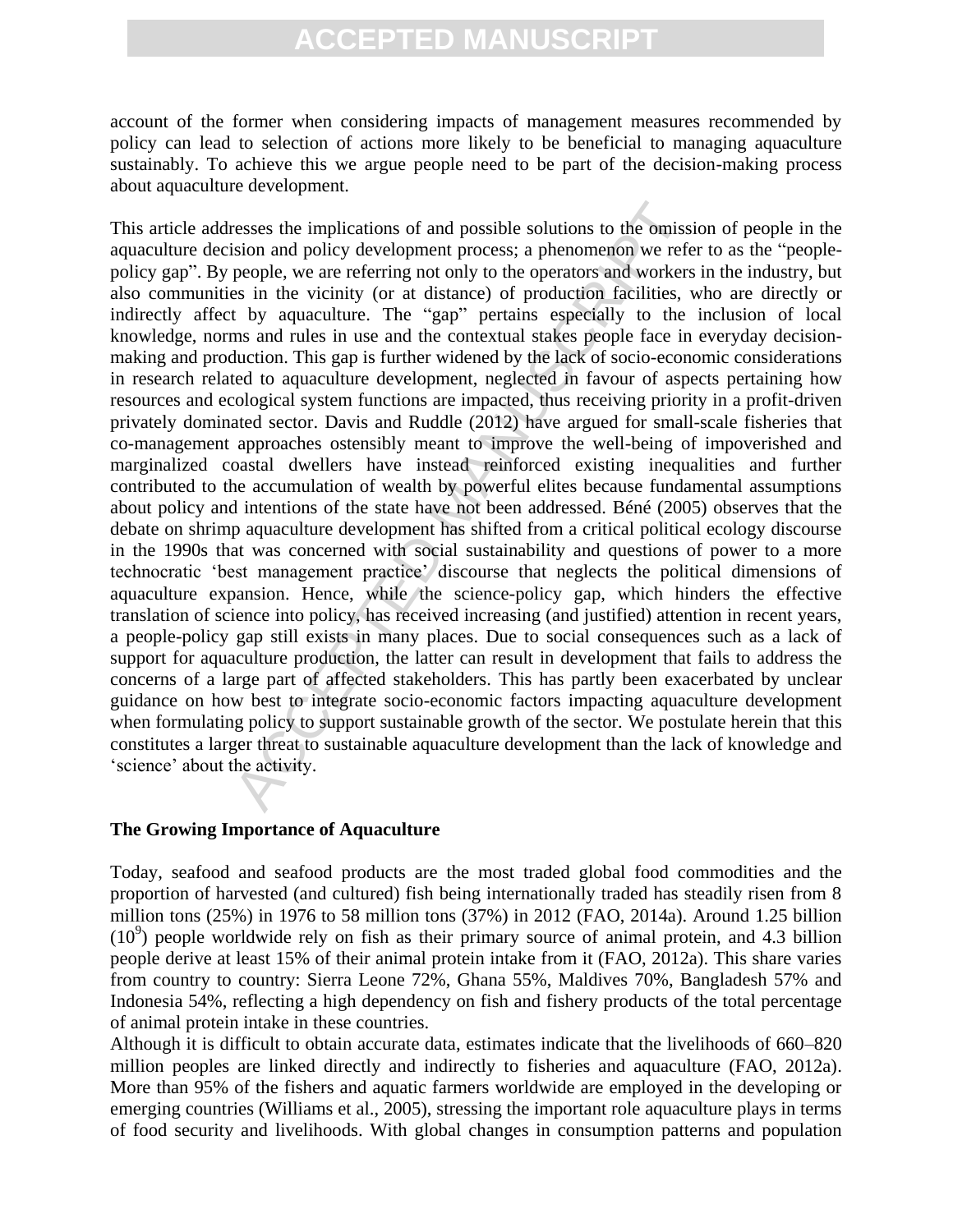account of the former when considering impacts of management measures recommended by policy can lead to selection of actions more likely to be beneficial to managing aquaculture sustainably. To achieve this we argue people need to be part of the decision-making process about aquaculture development.

This article addresses the implications of and possible solutions to the omission of people in the aquaculture decision and policy development process; a phenomenon we refer to as the "people-policy gap". By people, we are referring not only to the operators and workers in the industry, but also communities in the vicinity (or at distance) of production facilities, who are directly or indirectly affect by aquaculture. The "gap" pertains especially to the inclusion of local knowledge, norms and rules in use and the contextual stakes people face in everyday decision-making and production. This gap is further widened by the lack of socio-economic considerations in research related to aquaculture development, neglected in favour of aspects pertaining how resources and ecological system functions are impacted, thus receiving priority in a profit-driven privately dominated sector. Davis and Ruddle (2012) have argued for small-scale fisheries that co-management approaches ostensibly meant to improve the well-being of impoverished and marginalized coastal dwellers have instead reinforced existing inequalities and further contributed to the accumulation of wealth by powerful elites because fundamental assumptions about policy and intentions of the state have not been addressed. Béné (2005) observes that the debate on shrimp aquaculture development has shifted from a critical political ecology discourse in the 1990s that was concerned with social sustainability and questions of power to a more technocratic 'best management practice' discourse that neglects the political dimensions of aquaculture expansion. Hence, while the science-policy gap, which hinders the effective translation of science into policy, has received increasing (and justified) attention in recent years, a people-policy gap still exists in many places. Due to social consequences such as a lack of support for aquaculture production, the latter can result in development that fails to address the concerns of a large part of affected stakeholders. This has partly been exacerbated by unclear guidance on how best to integrate socio-economic factors impacting aquaculture development when formulating policy to support sustainable growth of the sector. We postulate herein that this constitutes a larger threat to sustainable aquaculture development than the lack of knowledge and 'science' about the activity.

## The Growing Importance of Aquaculture

Today, seafood and seafood products are the most traded global food commodities and the proportion of harvested (and cultured) fish being internationally traded has steadily risen from 8 million tons (25%) in 1976 to 58 million tons (37%) in 2012 (FAO, 2014a). Around 1.25 billion ($10^9$) people worldwide rely on fish as their primary source of animal protein, and 4.3 billion people derive at least 15% of their animal protein intake from it (FAO, 2012a). This share varies from country to country: Sierra Leone 72%, Ghana 55%, Maldives 70%, Bangladesh 57% and Indonesia 54%, reflecting a high dependency on fish and fishery products of the total percentage of animal protein intake in these countries.

Although it is difficult to obtain accurate data, estimates indicate that the livelihoods of 660–820 million peoples are linked directly and indirectly to fisheries and aquaculture (FAO, 2012a). More than 95% of the fishers and aquatic farmers worldwide are employed in the developing or emerging countries (Williams et al., 2005), stressing the important role aquaculture plays in terms of food security and livelihoods. With global changes in consumption patterns and population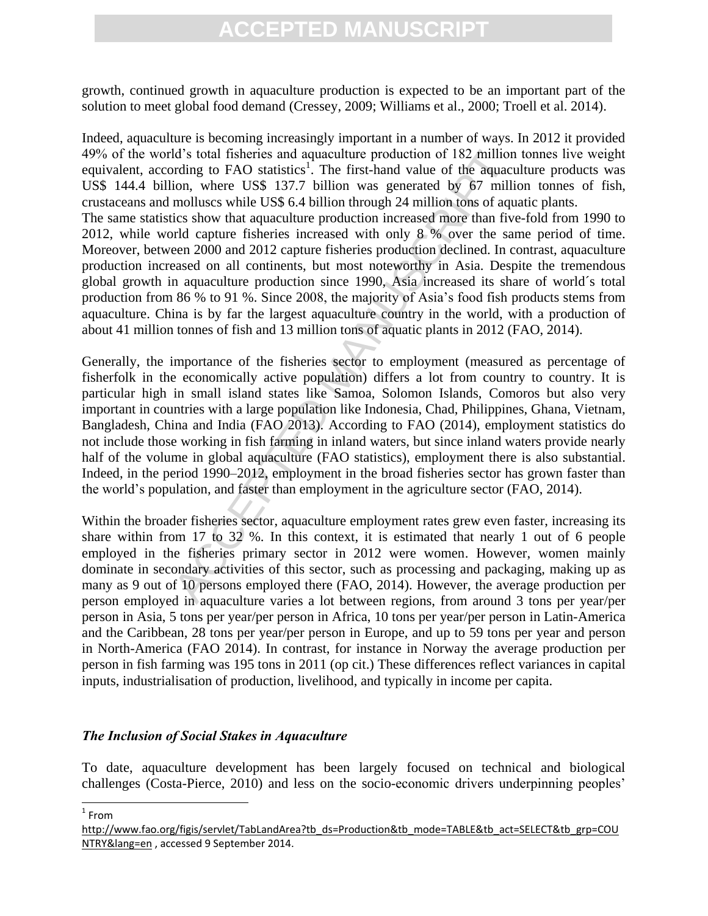growth, continued growth in aquaculture production is expected to be an important part of the solution to meet global food demand (Cressey, 2009; Williams et al., 2000; Troell et al. 2014).

Indeed, aquaculture is becoming increasingly important in a number of ways. In 2012 it provided 49% of the world's total fisheries and aquaculture production of 182 million tonnes live weight equivalent, according to FAO statistics[1]. The first-hand value of the aquaculture products was US$ 144.4 billion, where US$ 137.7 billion was generated by 67 million tonnes of fish, crustaceans and molluscs while US$ 6.4 billion through 24 million tons of aquatic plants.
The same statistics show that aquaculture production increased more than five-fold from 1990 to 2012, while world capture fisheries increased with only 8 % over the same period of time. Moreover, between 2000 and 2012 capture fisheries production declined. In contrast, aquaculture production increased on all continents, but most noteworthy in Asia. Despite the tremendous global growth in aquaculture production since 1990, Asia increased its share of world´s total production from 86 % to 91 %. Since 2008, the majority of Asia's food fish products stems from aquaculture. China is by far the largest aquaculture country in the world, with a production of about 41 million tonnes of fish and 13 million tons of aquatic plants in 2012 (FAO, 2014).

Generally, the importance of the fisheries sector to employment (measured as percentage of fisherfolk in the economically active population) differs a lot from country to country. It is particular high in small island states like Samoa, Solomon Islands, Comoros but also very important in countries with a large population like Indonesia, Chad, Philippines, Ghana, Vietnam, Bangladesh, China and India (FAO 2013). According to FAO (2014), employment statistics do not include those working in fish farming in inland waters, but since inland waters provide nearly half of the volume in global aquaculture (FAO statistics), employment there is also substantial. Indeed, in the period 1990–2012, employment in the broad fisheries sector has grown faster than the world's population, and faster than employment in the agriculture sector (FAO, 2014).

Within the broader fisheries sector, aquaculture employment rates grew even faster, increasing its share within from 17 to 32 %. In this context, it is estimated that nearly 1 out of 6 people employed in the fisheries primary sector in 2012 were women. However, women mainly dominate in secondary activities of this sector, such as processing and packaging, making up as many as 9 out of 10 persons employed there (FAO, 2014). However, the average production per person employed in aquaculture varies a lot between regions, from around 3 tons per year/per person in Asia, 5 tons per year/per person in Africa, 10 tons per year/per person in Latin-America and the Caribbean, 28 tons per year/per person in Europe, and up to 59 tons per year and person in North-America (FAO 2014). In contrast, for instance in Norway the average production per person in fish farming was 195 tons in 2011 (op cit.) These differences reflect variances in capital inputs, industrialisation of production, livelihood, and typically in income per capita.

### *The Inclusion of Social Stakes in Aquaculture*

To date, aquaculture development has been largely focused on technical and biological challenges (Costa-Pierce, 2010) and less on the socio-economic drivers underpinning peoples'

---

[1] From http://www.fao.org/figis/servlet/TabLandArea?tb_ds=Production&tb_mode=TABLE&tb_act=SELECT&tb_grp=COUNTRY&lang=en , accessed 9 September 2014.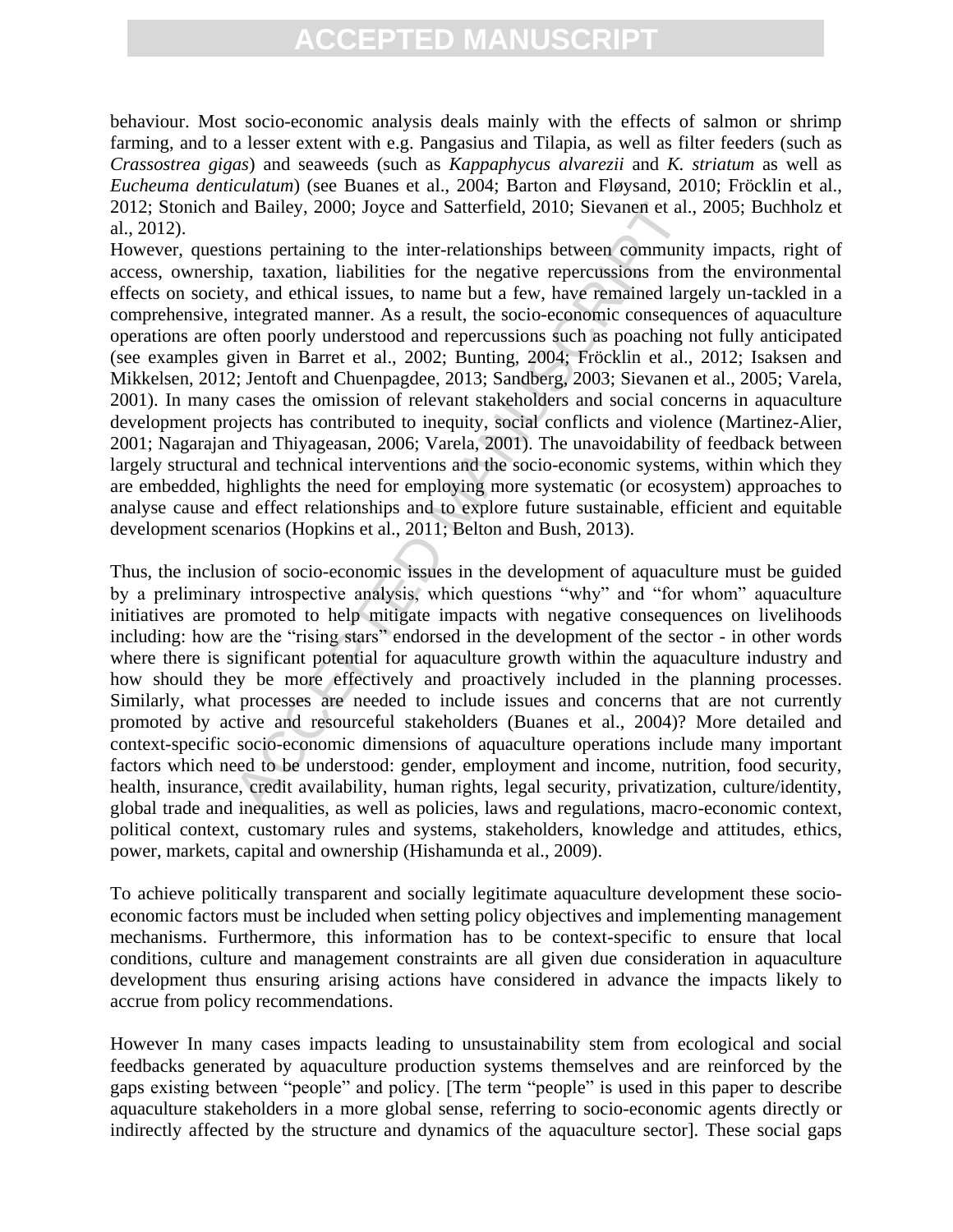behaviour. Most socio-economic analysis deals mainly with the effects of salmon or shrimp farming, and to a lesser extent with e.g. Pangasius and Tilapia, as well as filter feeders (such as *Crassostrea gigas*) and seaweeds (such as *Kappaphycus alvarezii* and *K. striatum* as well as *Eucheuma denticulatum*) (see Buanes et al., 2004; Barton and Fløysand, 2010; Fröcklin et al., 2012; Stonich and Bailey, 2000; Joyce and Satterfield, 2010; Sievanen et al., 2005; Buchholz et al., 2012).

However, questions pertaining to the inter-relationships between community impacts, right of access, ownership, taxation, liabilities for the negative repercussions from the environmental effects on society, and ethical issues, to name but a few, have remained largely un-tackled in a comprehensive, integrated manner. As a result, the socio-economic consequences of aquaculture operations are often poorly understood and repercussions such as poaching not fully anticipated (see examples given in Barret et al., 2002; Bunting, 2004; Fröcklin et al., 2012; Isaksen and Mikkelsen, 2012; Jentoft and Chuenpagdee, 2013; Sandberg, 2003; Sievanen et al., 2005; Varela, 2001). In many cases the omission of relevant stakeholders and social concerns in aquaculture development projects has contributed to inequity, social conflicts and violence (Martinez-Alier, 2001; Nagarajan and Thiyageasan, 2006; Varela, 2001). The unavoidability of feedback between largely structural and technical interventions and the socio-economic systems, within which they are embedded, highlights the need for employing more systematic (or ecosystem) approaches to analyse cause and effect relationships and to explore future sustainable, efficient and equitable development scenarios (Hopkins et al., 2011; Belton and Bush, 2013).

Thus, the inclusion of socio-economic issues in the development of aquaculture must be guided by a preliminary introspective analysis, which questions "why" and "for whom" aquaculture initiatives are promoted to help mitigate impacts with negative consequences on livelihoods including: how are the "rising stars" endorsed in the development of the sector - in other words where there is significant potential for aquaculture growth within the aquaculture industry and how should they be more effectively and proactively included in the planning processes. Similarly, what processes are needed to include issues and concerns that are not currently promoted by active and resourceful stakeholders (Buanes et al., 2004)? More detailed and context-specific socio-economic dimensions of aquaculture operations include many important factors which need to be understood: gender, employment and income, nutrition, food security, health, insurance, credit availability, human rights, legal security, privatization, culture/identity, global trade and inequalities, as well as policies, laws and regulations, macro-economic context, political context, customary rules and systems, stakeholders, knowledge and attitudes, ethics, power, markets, capital and ownership (Hishamunda et al., 2009).

To achieve politically transparent and socially legitimate aquaculture development these socio-economic factors must be included when setting policy objectives and implementing management mechanisms. Furthermore, this information has to be context-specific to ensure that local conditions, culture and management constraints are all given due consideration in aquaculture development thus ensuring arising actions have considered in advance the impacts likely to accrue from policy recommendations.

However In many cases impacts leading to unsustainability stem from ecological and social feedbacks generated by aquaculture production systems themselves and are reinforced by the gaps existing between "people" and policy. [The term "people" is used in this paper to describe aquaculture stakeholders in a more global sense, referring to socio-economic agents directly or indirectly affected by the structure and dynamics of the aquaculture sector]. These social gaps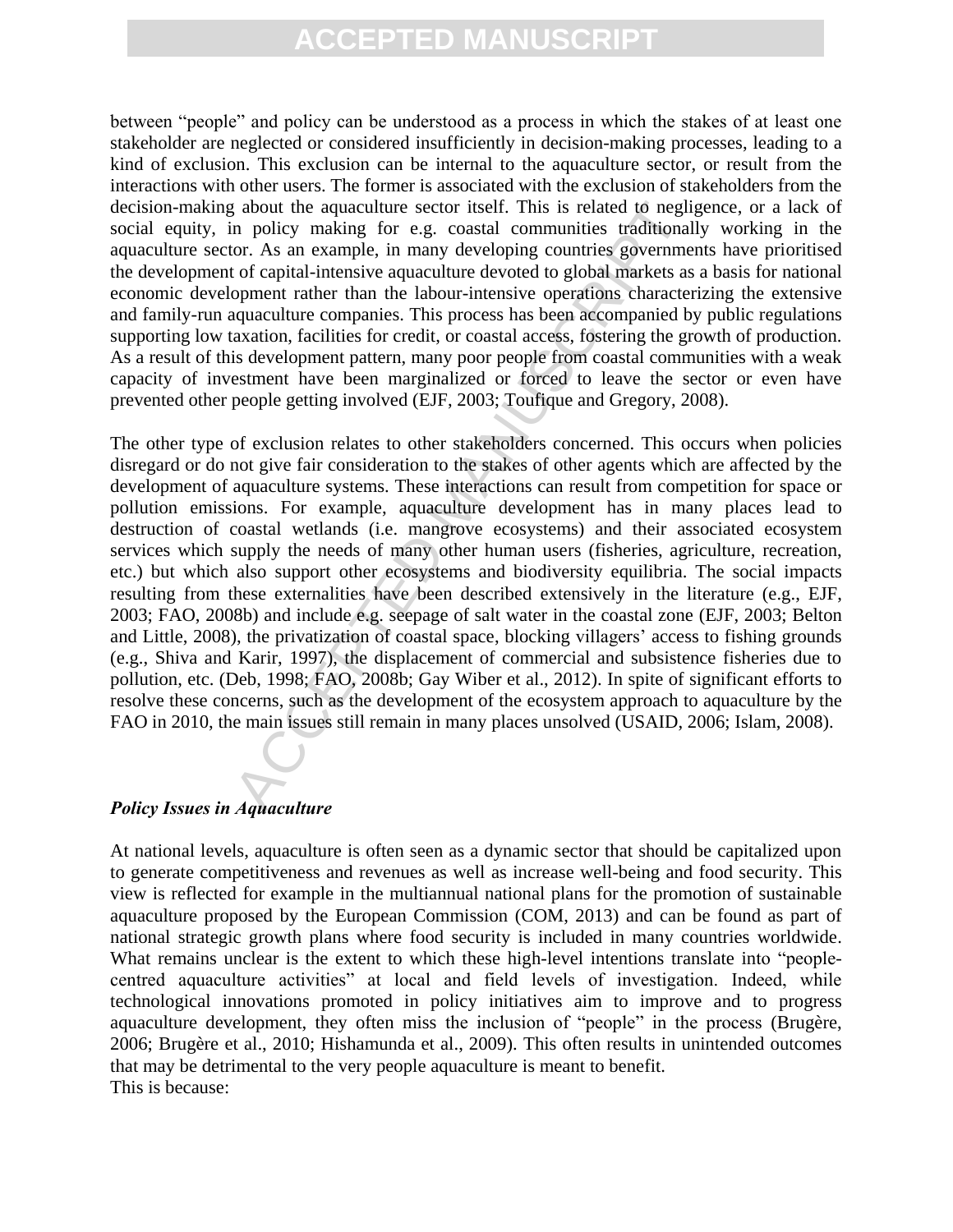between "people" and policy can be understood as a process in which the stakes of at least one stakeholder are neglected or considered insufficiently in decision-making processes, leading to a kind of exclusion. This exclusion can be internal to the aquaculture sector, or result from the interactions with other users. The former is associated with the exclusion of stakeholders from the decision-making about the aquaculture sector itself. This is related to negligence, or a lack of social equity, in policy making for e.g. coastal communities traditionally working in the aquaculture sector. As an example, in many developing countries governments have prioritised the development of capital-intensive aquaculture devoted to global markets as a basis for national economic development rather than the labour-intensive operations characterizing the extensive and family-run aquaculture companies. This process has been accompanied by public regulations supporting low taxation, facilities for credit, or coastal access, fostering the growth of production. As a result of this development pattern, many poor people from coastal communities with a weak capacity of investment have been marginalized or forced to leave the sector or even have prevented other people getting involved (EJF, 2003; Toufique and Gregory, 2008).

The other type of exclusion relates to other stakeholders concerned. This occurs when policies disregard or do not give fair consideration to the stakes of other agents which are affected by the development of aquaculture systems. These interactions can result from competition for space or pollution emissions. For example, aquaculture development has in many places lead to destruction of coastal wetlands (i.e. mangrove ecosystems) and their associated ecosystem services which supply the needs of many other human users (fisheries, agriculture, recreation, etc.) but which also support other ecosystems and biodiversity equilibria. The social impacts resulting from these externalities have been described extensively in the literature (e.g., EJF, 2003; FAO, 2008b) and include e.g. seepage of salt water in the coastal zone (EJF, 2003; Belton and Little, 2008), the privatization of coastal space, blocking villagers' access to fishing grounds (e.g., Shiva and Karir, 1997), the displacement of commercial and subsistence fisheries due to pollution, etc. (Deb, 1998; FAO, 2008b; Gay Wiber et al., 2012). In spite of significant efforts to resolve these concerns, such as the development of the ecosystem approach to aquaculture by the FAO in 2010, the main issues still remain in many places unsolved (USAID, 2006; Islam, 2008).

***Policy Issues in Aquaculture***

At national levels, aquaculture is often seen as a dynamic sector that should be capitalized upon to generate competitiveness and revenues as well as increase well-being and food security. This view is reflected for example in the multiannual national plans for the promotion of sustainable aquaculture proposed by the European Commission (COM, 2013) and can be found as part of national strategic growth plans where food security is included in many countries worldwide. What remains unclear is the extent to which these high-level intentions translate into "people-centred aquaculture activities" at local and field levels of investigation. Indeed, while technological innovations promoted in policy initiatives aim to improve and to progress aquaculture development, they often miss the inclusion of "people" in the process (Brugère, 2006; Brugère et al., 2010; Hishamunda et al., 2009). This often results in unintended outcomes that may be detrimental to the very people aquaculture is meant to benefit.
This is because: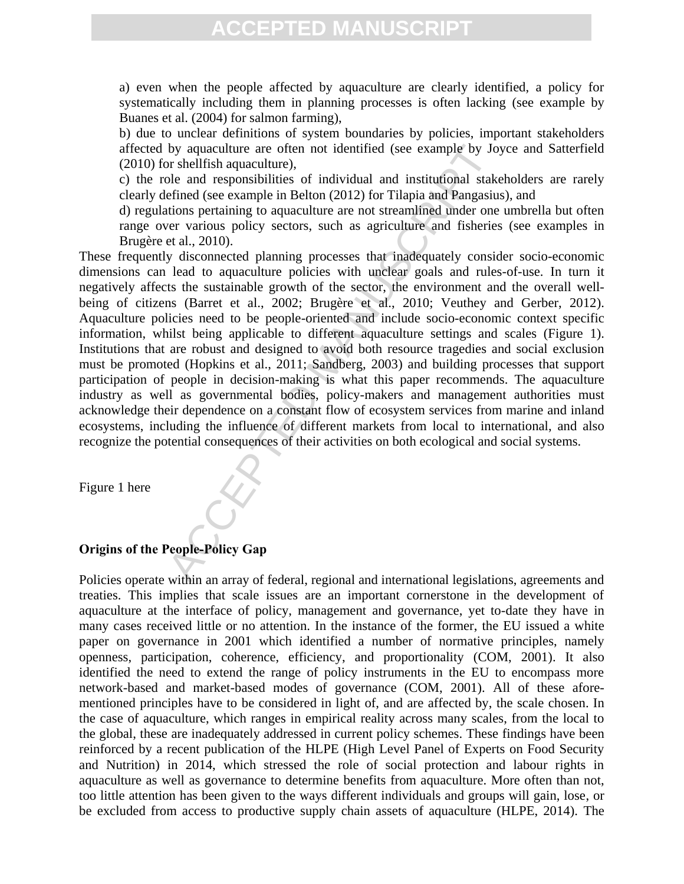a) even when the people affected by aquaculture are clearly identified, a policy for systematically including them in planning processes is often lacking (see example by Buanes et al. (2004) for salmon farming),

b) due to unclear definitions of system boundaries by policies, important stakeholders affected by aquaculture are often not identified (see example by Joyce and Satterfield (2010) for shellfish aquaculture),

c) the role and responsibilities of individual and institutional stakeholders are rarely clearly defined (see example in Belton (2012) for Tilapia and Pangasius), and

d) regulations pertaining to aquaculture are not streamlined under one umbrella but often range over various policy sectors, such as agriculture and fisheries (see examples in Brugère et al., 2010).

These frequently disconnected planning processes that inadequately consider socio-economic dimensions can lead to aquaculture policies with unclear goals and rules-of-use. In turn it negatively affects the sustainable growth of the sector, the environment and the overall well-being of citizens (Barret et al., 2002; Brugère et al., 2010; Veuthey and Gerber, 2012). Aquaculture policies need to be people-oriented and include socio-economic context specific information, whilst being applicable to different aquaculture settings and scales (Figure 1). Institutions that are robust and designed to avoid both resource tragedies and social exclusion must be promoted (Hopkins et al., 2011; Sandberg, 2003) and building processes that support participation of people in decision-making is what this paper recommends. The aquaculture industry as well as governmental bodies, policy-makers and management authorities must acknowledge their dependence on a constant flow of ecosystem services from marine and inland ecosystems, including the influence of different markets from local to international, and also recognize the potential consequences of their activities on both ecological and social systems.

Figure 1 here

## Origins of the People-Policy Gap

Policies operate within an array of federal, regional and international legislations, agreements and treaties. This implies that scale issues are an important cornerstone in the development of aquaculture at the interface of policy, management and governance, yet to-date they have in many cases received little or no attention. In the instance of the former, the EU issued a white paper on governance in 2001 which identified a number of normative principles, namely openness, participation, coherence, efficiency, and proportionality (COM, 2001). It also identified the need to extend the range of policy instruments in the EU to encompass more network-based and market-based modes of governance (COM, 2001). All of these afore-mentioned principles have to be considered in light of, and are affected by, the scale chosen. In the case of aquaculture, which ranges in empirical reality across many scales, from the local to the global, these are inadequately addressed in current policy schemes. These findings have been reinforced by a recent publication of the HLPE (High Level Panel of Experts on Food Security and Nutrition) in 2014, which stressed the role of social protection and labour rights in aquaculture as well as governance to determine benefits from aquaculture. More often than not, too little attention has been given to the ways different individuals and groups will gain, lose, or be excluded from access to productive supply chain assets of aquaculture (HLPE, 2014). The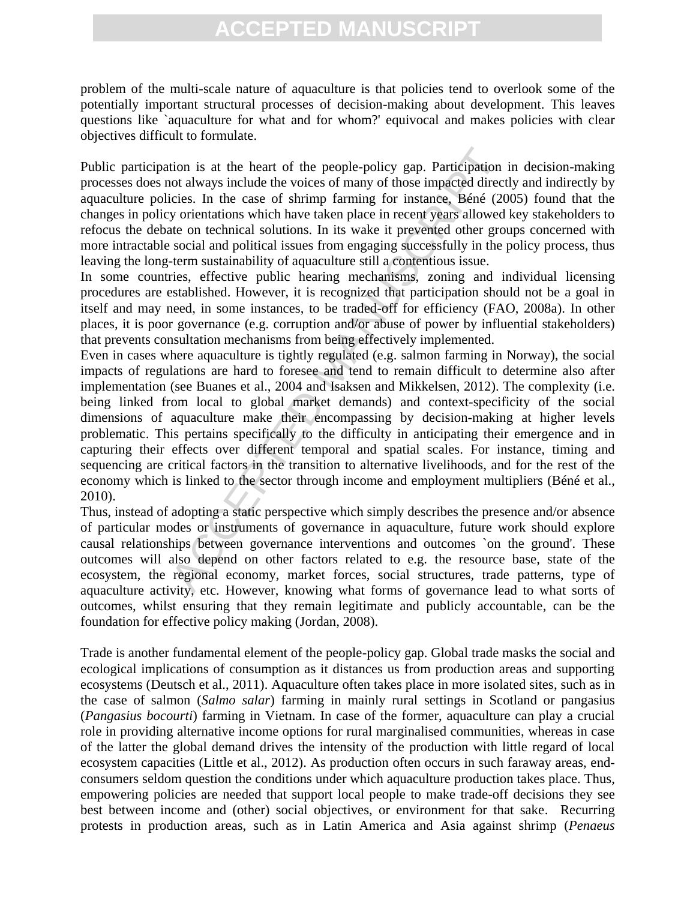problem of the multi-scale nature of aquaculture is that policies tend to overlook some of the potentially important structural processes of decision-making about development. This leaves questions like `aquaculture for what and for whom?' equivocal and makes policies with clear objectives difficult to formulate.

Public participation is at the heart of the people-policy gap. Participation in decision-making processes does not always include the voices of many of those impacted directly and indirectly by aquaculture policies. In the case of shrimp farming for instance, Béné (2005) found that the changes in policy orientations which have taken place in recent years allowed key stakeholders to refocus the debate on technical solutions. In its wake it prevented other groups concerned with more intractable social and political issues from engaging successfully in the policy process, thus leaving the long-term sustainability of aquaculture still a contentious issue.

In some countries, effective public hearing mechanisms, zoning and individual licensing procedures are established. However, it is recognized that participation should not be a goal in itself and may need, in some instances, to be traded-off for efficiency (FAO, 2008a). In other places, it is poor governance (e.g. corruption and/or abuse of power by influential stakeholders) that prevents consultation mechanisms from being effectively implemented.

Even in cases where aquaculture is tightly regulated (e.g. salmon farming in Norway), the social impacts of regulations are hard to foresee and tend to remain difficult to determine also after implementation (see Buanes et al., 2004 and Isaksen and Mikkelsen, 2012). The complexity (i.e. being linked from local to global market demands) and context-specificity of the social dimensions of aquaculture make their encompassing by decision-making at higher levels problematic. This pertains specifically to the difficulty in anticipating their emergence and in capturing their effects over different temporal and spatial scales. For instance, timing and sequencing are critical factors in the transition to alternative livelihoods, and for the rest of the economy which is linked to the sector through income and employment multipliers (Béné et al., 2010).

Thus, instead of adopting a static perspective which simply describes the presence and/or absence of particular modes or instruments of governance in aquaculture, future work should explore causal relationships between governance interventions and outcomes `on the ground'. These outcomes will also depend on other factors related to e.g. the resource base, state of the ecosystem, the regional economy, market forces, social structures, trade patterns, type of aquaculture activity, etc. However, knowing what forms of governance lead to what sorts of outcomes, whilst ensuring that they remain legitimate and publicly accountable, can be the foundation for effective policy making (Jordan, 2008).

Trade is another fundamental element of the people-policy gap. Global trade masks the social and ecological implications of consumption as it distances us from production areas and supporting ecosystems (Deutsch et al., 2011). Aquaculture often takes place in more isolated sites, such as in the case of salmon (*Salmo salar*) farming in mainly rural settings in Scotland or pangasius (*Pangasius bocourti*) farming in Vietnam. In case of the former, aquaculture can play a crucial role in providing alternative income options for rural marginalised communities, whereas in case of the latter the global demand drives the intensity of the production with little regard of local ecosystem capacities (Little et al., 2012). As production often occurs in such faraway areas, end-consumers seldom question the conditions under which aquaculture production takes place. Thus, empowering policies are needed that support local people to make trade-off decisions they see best between income and (other) social objectives, or environment for that sake. Recurring protests in production areas, such as in Latin America and Asia against shrimp (*Penaeus*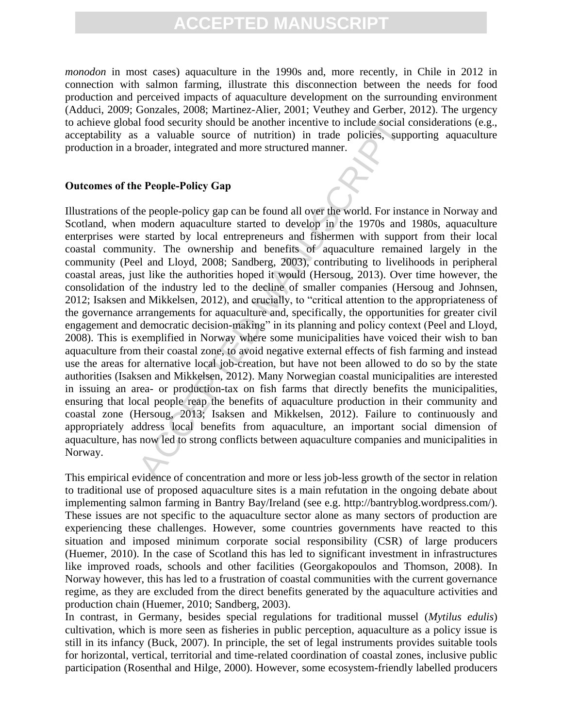*monodon* in most cases) aquaculture in the 1990s and, more recently, in Chile in 2012 in connection with salmon farming, illustrate this disconnection between the needs for food production and perceived impacts of aquaculture development on the surrounding environment (Adduci, 2009; Gonzales, 2008; Martinez-Alier, 2001; Veuthey and Gerber, 2012). The urgency to achieve global food security should be another incentive to include social considerations (e.g., acceptability as a valuable source of nutrition) in trade policies, supporting aquaculture production in a broader, integrated and more structured manner.

**Outcomes of the People-Policy Gap**

Illustrations of the people-policy gap can be found all over the world. For instance in Norway and Scotland, when modern aquaculture started to develop in the 1970s and 1980s, aquaculture enterprises were started by local entrepreneurs and fishermen with support from their local coastal community. The ownership and benefits of aquaculture remained largely in the community (Peel and Lloyd, 2008; Sandberg, 2003), contributing to livelihoods in peripheral coastal areas, just like the authorities hoped it would (Hersoug, 2013). Over time however, the consolidation of the industry led to the decline of smaller companies (Hersoug and Johnsen, 2012; Isaksen and Mikkelsen, 2012), and crucially, to "critical attention to the appropriateness of the governance arrangements for aquaculture and, specifically, the opportunities for greater civil engagement and democratic decision-making" in its planning and policy context (Peel and Lloyd, 2008). This is exemplified in Norway where some municipalities have voiced their wish to ban aquaculture from their coastal zone, to avoid negative external effects of fish farming and instead use the areas for alternative local job-creation, but have not been allowed to do so by the state authorities (Isaksen and Mikkelsen, 2012). Many Norwegian coastal municipalities are interested in issuing an area- or production-tax on fish farms that directly benefits the municipalities, ensuring that local people reap the benefits of aquaculture production in their community and coastal zone (Hersoug, 2013; Isaksen and Mikkelsen, 2012). Failure to continuously and appropriately address local benefits from aquaculture, an important social dimension of aquaculture, has now led to strong conflicts between aquaculture companies and municipalities in Norway.

This empirical evidence of concentration and more or less job-less growth of the sector in relation to traditional use of proposed aquaculture sites is a main refutation in the ongoing debate about implementing salmon farming in Bantry Bay/Ireland (see e.g. http://bantryblog.wordpress.com/). These issues are not specific to the aquaculture sector alone as many sectors of production are experiencing these challenges. However, some countries governments have reacted to this situation and imposed minimum corporate social responsibility (CSR) of large producers (Huemer, 2010). In the case of Scotland this has led to significant investment in infrastructures like improved roads, schools and other facilities (Georgakopoulos and Thomson, 2008). In Norway however, this has led to a frustration of coastal communities with the current governance regime, as they are excluded from the direct benefits generated by the aquaculture activities and production chain (Huemer, 2010; Sandberg, 2003).

In contrast, in Germany, besides special regulations for traditional mussel (*Mytilus edulis*) cultivation, which is more seen as fisheries in public perception, aquaculture as a policy issue is still in its infancy (Buck, 2007). In principle, the set of legal instruments provides suitable tools for horizontal, vertical, territorial and time-related coordination of coastal zones, inclusive public participation (Rosenthal and Hilge, 2000). However, some ecosystem-friendly labelled producers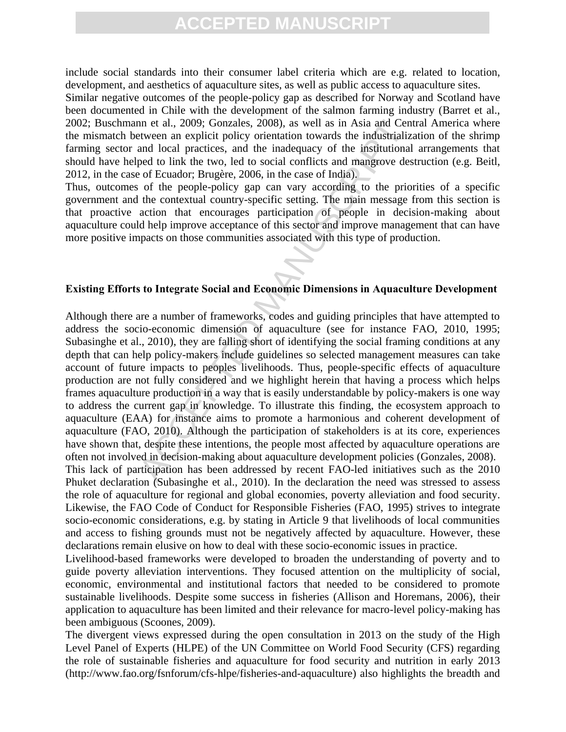include social standards into their consumer label criteria which are e.g. related to location, development, and aesthetics of aquaculture sites, as well as public access to aquaculture sites.

Similar negative outcomes of the people-policy gap as described for Norway and Scotland have been documented in Chile with the development of the salmon farming industry (Barret et al., 2002; Buschmann et al., 2009; Gonzales, 2008), as well as in Asia and Central America where the mismatch between an explicit policy orientation towards the industrialization of the shrimp farming sector and local practices, and the inadequacy of the institutional arrangements that should have helped to link the two, led to social conflicts and mangrove destruction (e.g. Beitl, 2012, in the case of Ecuador; Brugère, 2006, in the case of India).

Thus, outcomes of the people-policy gap can vary according to the priorities of a specific government and the contextual country-specific setting. The main message from this section is that proactive action that encourages participation of people in decision-making about aquaculture could help improve acceptance of this sector and improve management that can have more positive impacts on those communities associated with this type of production.

## Existing Efforts to Integrate Social and Economic Dimensions in Aquaculture Development

Although there are a number of frameworks, codes and guiding principles that have attempted to address the socio-economic dimension of aquaculture (see for instance FAO, 2010, 1995; Subasinghe et al., 2010), they are falling short of identifying the social framing conditions at any depth that can help policy-makers include guidelines so selected management measures can take account of future impacts to peoples livelihoods. Thus, people-specific effects of aquaculture production are not fully considered and we highlight herein that having a process which helps frames aquaculture production in a way that is easily understandable by policy-makers is one way to address the current gap in knowledge. To illustrate this finding, the ecosystem approach to aquaculture (EAA) for instance aims to promote a harmonious and coherent development of aquaculture (FAO, 2010). Although the participation of stakeholders is at its core, experiences have shown that, despite these intentions, the people most affected by aquaculture operations are often not involved in decision-making about aquaculture development policies (Gonzales, 2008).

This lack of participation has been addressed by recent FAO-led initiatives such as the 2010 Phuket declaration (Subasinghe et al., 2010). In the declaration the need was stressed to assess the role of aquaculture for regional and global economies, poverty alleviation and food security. Likewise, the FAO Code of Conduct for Responsible Fisheries (FAO, 1995) strives to integrate socio-economic considerations, e.g. by stating in Article 9 that livelihoods of local communities and access to fishing grounds must not be negatively affected by aquaculture. However, these declarations remain elusive on how to deal with these socio-economic issues in practice.

Livelihood-based frameworks were developed to broaden the understanding of poverty and to guide poverty alleviation interventions. They focused attention on the multiplicity of social, economic, environmental and institutional factors that needed to be considered to promote sustainable livelihoods. Despite some success in fisheries (Allison and Horemans, 2006), their application to aquaculture has been limited and their relevance for macro-level policy-making has been ambiguous (Scoones, 2009).

The divergent views expressed during the open consultation in 2013 on the study of the High Level Panel of Experts (HLPE) of the UN Committee on World Food Security (CFS) regarding the role of sustainable fisheries and aquaculture for food security and nutrition in early 2013 (http://www.fao.org/fsnforum/cfs-hlpe/fisheries-and-aquaculture) also highlights the breadth and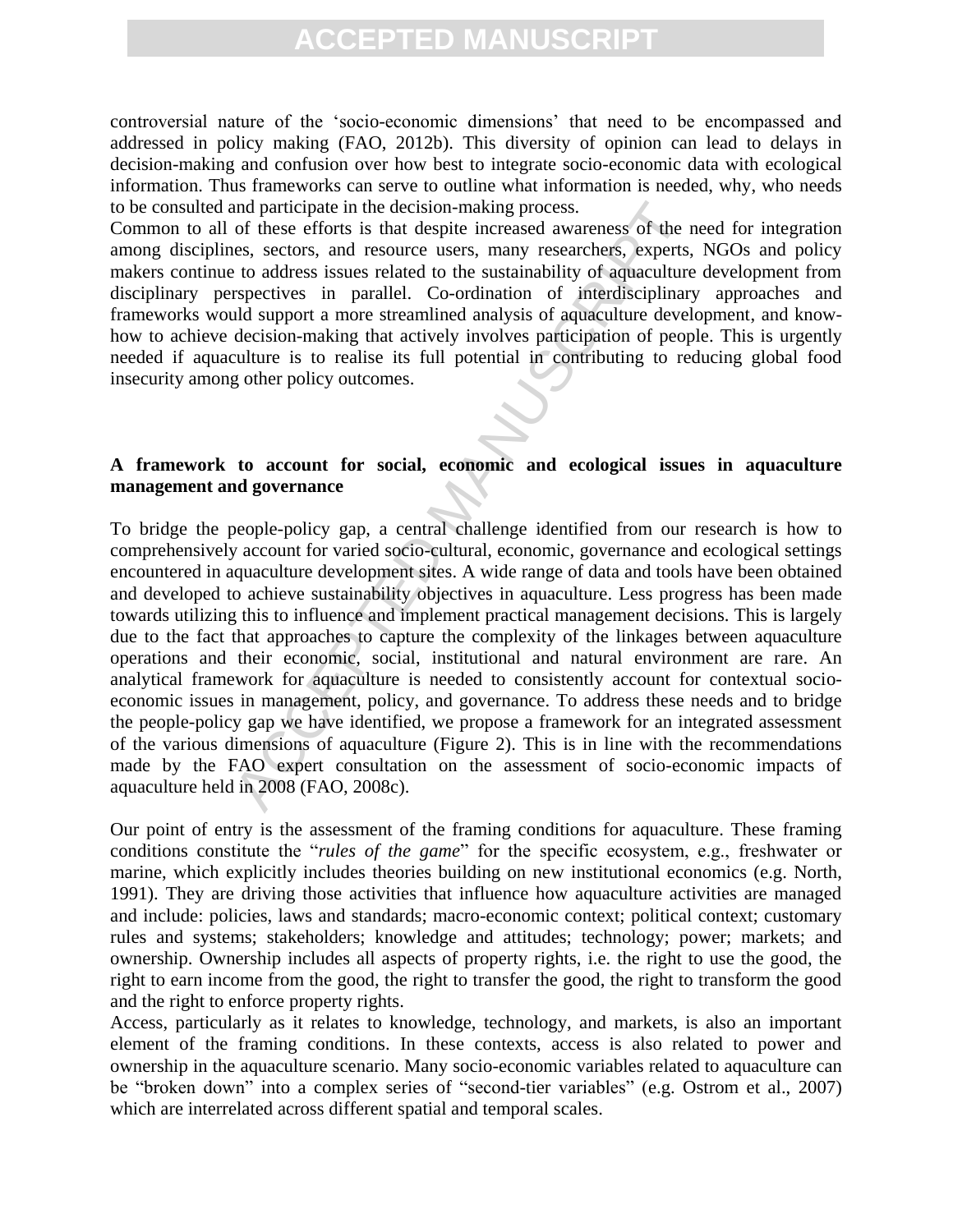controversial nature of the 'socio-economic dimensions' that need to be encompassed and addressed in policy making (FAO, 2012b). This diversity of opinion can lead to delays in decision-making and confusion over how best to integrate socio-economic data with ecological information. Thus frameworks can serve to outline what information is needed, why, who needs to be consulted and participate in the decision-making process.

Common to all of these efforts is that despite increased awareness of the need for integration among disciplines, sectors, and resource users, many researchers, experts, NGOs and policy makers continue to address issues related to the sustainability of aquaculture development from disciplinary perspectives in parallel. Co-ordination of interdisciplinary approaches and frameworks would support a more streamlined analysis of aquaculture development, and know-how to achieve decision-making that actively involves participation of people. This is urgently needed if aquaculture is to realise its full potential in contributing to reducing global food insecurity among other policy outcomes.

**A framework to account for social, economic and ecological issues in aquaculture management and governance**

To bridge the people-policy gap, a central challenge identified from our research is how to comprehensively account for varied socio-cultural, economic, governance and ecological settings encountered in aquaculture development sites. A wide range of data and tools have been obtained and developed to achieve sustainability objectives in aquaculture. Less progress has been made towards utilizing this to influence and implement practical management decisions. This is largely due to the fact that approaches to capture the complexity of the linkages between aquaculture operations and their economic, social, institutional and natural environment are rare. An analytical framework for aquaculture is needed to consistently account for contextual socio-economic issues in management, policy, and governance. To address these needs and to bridge the people-policy gap we have identified, we propose a framework for an integrated assessment of the various dimensions of aquaculture (Figure 2). This is in line with the recommendations made by the FAO expert consultation on the assessment of socio-economic impacts of aquaculture held in 2008 (FAO, 2008c).

Our point of entry is the assessment of the framing conditions for aquaculture. These framing conditions constitute the "*rules of the game*" for the specific ecosystem, e.g., freshwater or marine, which explicitly includes theories building on new institutional economics (e.g. North, 1991). They are driving those activities that influence how aquaculture activities are managed and include: policies, laws and standards; macro-economic context; political context; customary rules and systems; stakeholders; knowledge and attitudes; technology; power; markets; and ownership. Ownership includes all aspects of property rights, i.e. the right to use the good, the right to earn income from the good, the right to transfer the good, the right to transform the good and the right to enforce property rights.

Access, particularly as it relates to knowledge, technology, and markets, is also an important element of the framing conditions. In these contexts, access is also related to power and ownership in the aquaculture scenario. Many socio-economic variables related to aquaculture can be "broken down" into a complex series of "second-tier variables" (e.g. Ostrom et al., 2007) which are interrelated across different spatial and temporal scales.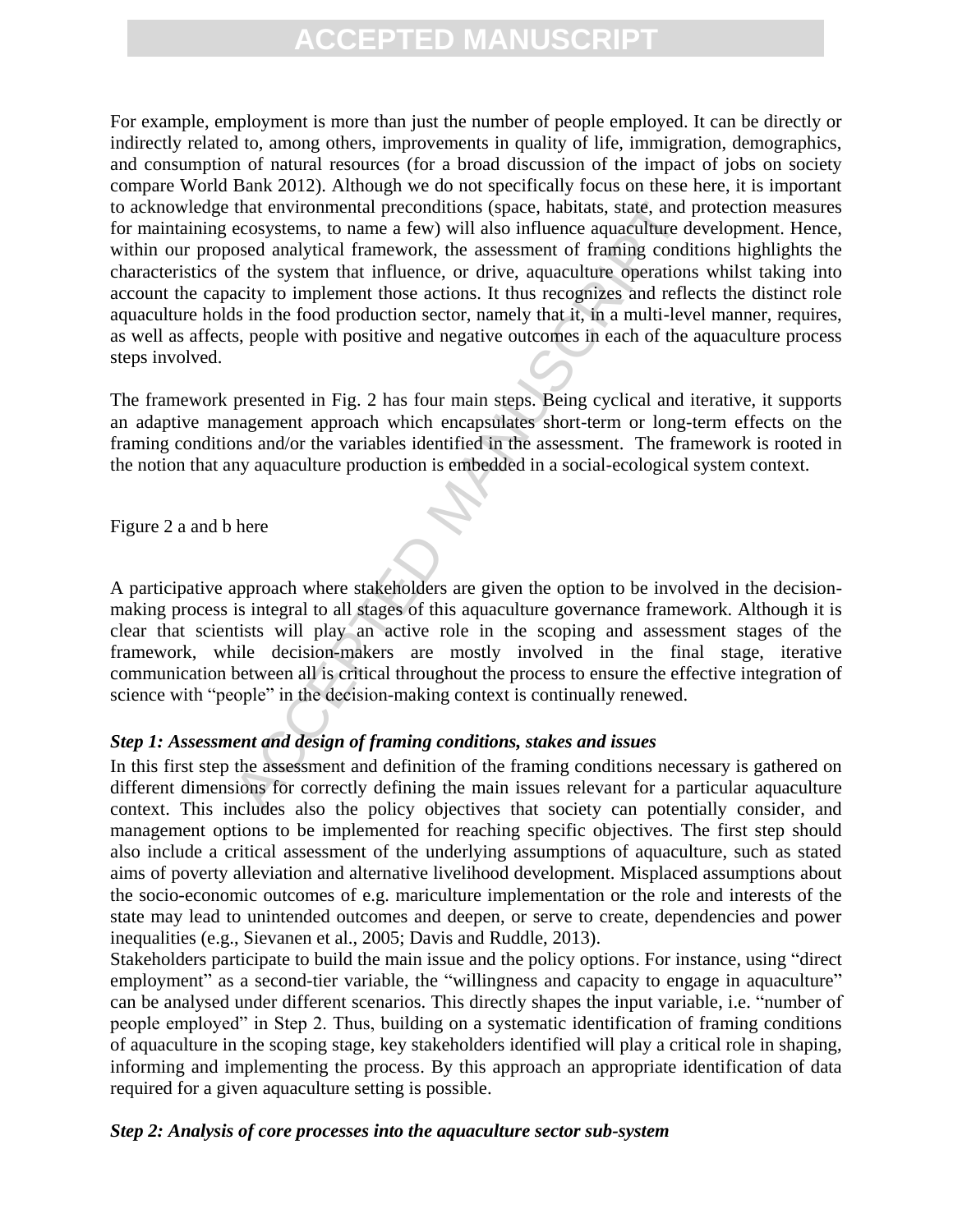For example, employment is more than just the number of people employed. It can be directly or indirectly related to, among others, improvements in quality of life, immigration, demographics, and consumption of natural resources (for a broad discussion of the impact of jobs on society compare World Bank 2012). Although we do not specifically focus on these here, it is important to acknowledge that environmental preconditions (space, habitats, state, and protection measures for maintaining ecosystems, to name a few) will also influence aquaculture development. Hence, within our proposed analytical framework, the assessment of framing conditions highlights the characteristics of the system that influence, or drive, aquaculture operations whilst taking into account the capacity to implement those actions. It thus recognizes and reflects the distinct role aquaculture holds in the food production sector, namely that it, in a multi-level manner, requires, as well as affects, people with positive and negative outcomes in each of the aquaculture process steps involved.

The framework presented in Fig. 2 has four main steps. Being cyclical and iterative, it supports an adaptive management approach which encapsulates short-term or long-term effects on the framing conditions and/or the variables identified in the assessment. The framework is rooted in the notion that any aquaculture production is embedded in a social-ecological system context.

Figure 2 a and b here

A participative approach where stakeholders are given the option to be involved in the decision-making process is integral to all stages of this aquaculture governance framework. Although it is clear that scientists will play an active role in the scoping and assessment stages of the framework, while decision-makers are mostly involved in the final stage, iterative communication between all is critical throughout the process to ensure the effective integration of science with "people" in the decision-making context is continually renewed.

***Step 1: Assessment and design of framing conditions, stakes and issues***

In this first step the assessment and definition of the framing conditions necessary is gathered on different dimensions for correctly defining the main issues relevant for a particular aquaculture context. This includes also the policy objectives that society can potentially consider, and management options to be implemented for reaching specific objectives. The first step should also include a critical assessment of the underlying assumptions of aquaculture, such as stated aims of poverty alleviation and alternative livelihood development. Misplaced assumptions about the socio-economic outcomes of e.g. mariculture implementation or the role and interests of the state may lead to unintended outcomes and deepen, or serve to create, dependencies and power inequalities (e.g., Sievanen et al., 2005; Davis and Ruddle, 2013).

Stakeholders participate to build the main issue and the policy options. For instance, using "direct employment" as a second-tier variable, the "willingness and capacity to engage in aquaculture" can be analysed under different scenarios. This directly shapes the input variable, i.e. "number of people employed" in Step 2. Thus, building on a systematic identification of framing conditions of aquaculture in the scoping stage, key stakeholders identified will play a critical role in shaping, informing and implementing the process. By this approach an appropriate identification of data required for a given aquaculture setting is possible.

***Step 2: Analysis of core processes into the aquaculture sector sub-system***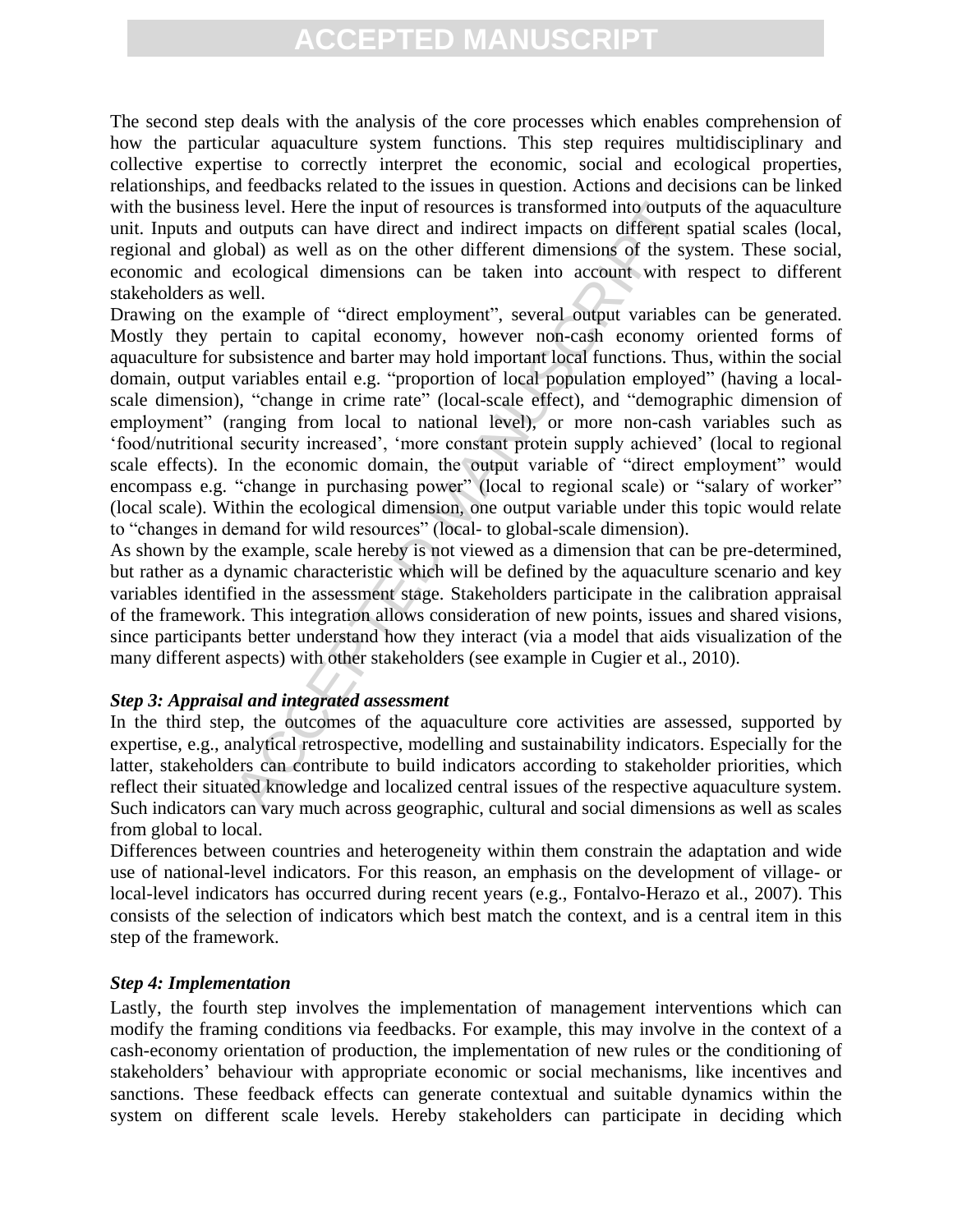The second step deals with the analysis of the core processes which enables comprehension of how the particular aquaculture system functions. This step requires multidisciplinary and collective expertise to correctly interpret the economic, social and ecological properties, relationships, and feedbacks related to the issues in question. Actions and decisions can be linked with the business level. Here the input of resources is transformed into outputs of the aquaculture unit. Inputs and outputs can have direct and indirect impacts on different spatial scales (local, regional and global) as well as on the other different dimensions of the system. These social, economic and ecological dimensions can be taken into account with respect to different stakeholders as well.

Drawing on the example of "direct employment", several output variables can be generated. Mostly they pertain to capital economy, however non-cash economy oriented forms of aquaculture for subsistence and barter may hold important local functions. Thus, within the social domain, output variables entail e.g. "proportion of local population employed" (having a local-scale dimension), "change in crime rate" (local-scale effect), and "demographic dimension of employment" (ranging from local to national level), or more non-cash variables such as 'food/nutritional security increased', 'more constant protein supply achieved' (local to regional scale effects). In the economic domain, the output variable of "direct employment" would encompass e.g. "change in purchasing power" (local to regional scale) or "salary of worker" (local scale). Within the ecological dimension, one output variable under this topic would relate to "changes in demand for wild resources" (local- to global-scale dimension).

As shown by the example, scale hereby is not viewed as a dimension that can be pre-determined, but rather as a dynamic characteristic which will be defined by the aquaculture scenario and key variables identified in the assessment stage. Stakeholders participate in the calibration appraisal of the framework. This integration allows consideration of new points, issues and shared visions, since participants better understand how they interact (via a model that aids visualization of the many different aspects) with other stakeholders (see example in Cugier et al., 2010).

***Step 3: Appraisal and integrated assessment***

In the third step, the outcomes of the aquaculture core activities are assessed, supported by expertise, e.g., analytical retrospective, modelling and sustainability indicators. Especially for the latter, stakeholders can contribute to build indicators according to stakeholder priorities, which reflect their situated knowledge and localized central issues of the respective aquaculture system. Such indicators can vary much across geographic, cultural and social dimensions as well as scales from global to local.

Differences between countries and heterogeneity within them constrain the adaptation and wide use of national-level indicators. For this reason, an emphasis on the development of village- or local-level indicators has occurred during recent years (e.g., Fontalvo-Herazo et al., 2007). This consists of the selection of indicators which best match the context, and is a central item in this step of the framework.

***Step 4: Implementation***

Lastly, the fourth step involves the implementation of management interventions which can modify the framing conditions via feedbacks. For example, this may involve in the context of a cash-economy orientation of production, the implementation of new rules or the conditioning of stakeholders' behaviour with appropriate economic or social mechanisms, like incentives and sanctions. These feedback effects can generate contextual and suitable dynamics within the system on different scale levels. Hereby stakeholders can participate in deciding which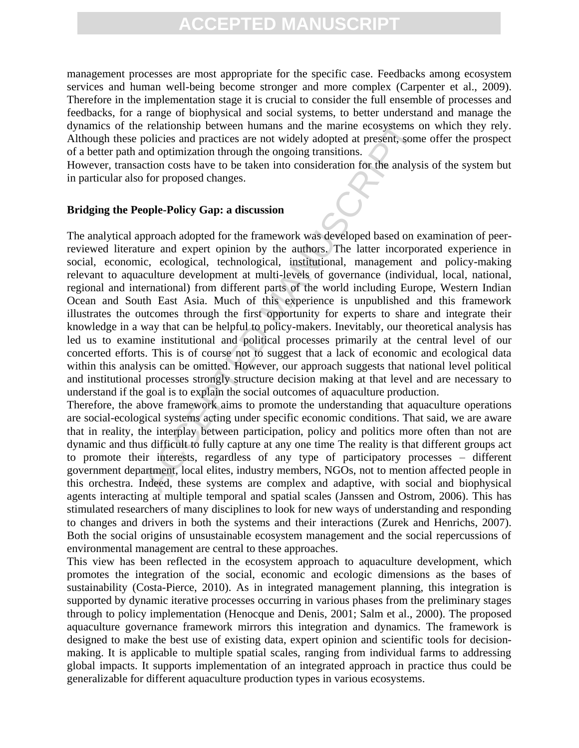management processes are most appropriate for the specific case. Feedbacks among ecosystem services and human well-being become stronger and more complex (Carpenter et al., 2009). Therefore in the implementation stage it is crucial to consider the full ensemble of processes and feedbacks, for a range of biophysical and social systems, to better understand and manage the dynamics of the relationship between humans and the marine ecosystems on which they rely. Although these policies and practices are not widely adopted at present, some offer the prospect of a better path and optimization through the ongoing transitions.

However, transaction costs have to be taken into consideration for the analysis of the system but in particular also for proposed changes.

**Bridging the People-Policy Gap: a discussion**

The analytical approach adopted for the framework was developed based on examination of peer-reviewed literature and expert opinion by the authors. The latter incorporated experience in social, economic, ecological, technological, institutional, management and policy-making relevant to aquaculture development at multi-levels of governance (individual, local, national, regional and international) from different parts of the world including Europe, Western Indian Ocean and South East Asia. Much of this experience is unpublished and this framework illustrates the outcomes through the first opportunity for experts to share and integrate their knowledge in a way that can be helpful to policy-makers. Inevitably, our theoretical analysis has led us to examine institutional and political processes primarily at the central level of our concerted efforts. This is of course not to suggest that a lack of economic and ecological data within this analysis can be omitted. However, our approach suggests that national level political and institutional processes strongly structure decision making at that level and are necessary to understand if the goal is to explain the social outcomes of aquaculture production.

Therefore, the above framework aims to promote the understanding that aquaculture operations are social-ecological systems acting under specific economic conditions. That said, we are aware that in reality, the interplay between participation, policy and politics more often than not are dynamic and thus difficult to fully capture at any one time The reality is that different groups act to promote their interests, regardless of any type of participatory processes – different government department, local elites, industry members, NGOs, not to mention affected people in this orchestra. Indeed, these systems are complex and adaptive, with social and biophysical agents interacting at multiple temporal and spatial scales (Janssen and Ostrom, 2006). This has stimulated researchers of many disciplines to look for new ways of understanding and responding to changes and drivers in both the systems and their interactions (Zurek and Henrichs, 2007). Both the social origins of unsustainable ecosystem management and the social repercussions of environmental management are central to these approaches.

This view has been reflected in the ecosystem approach to aquaculture development, which promotes the integration of the social, economic and ecologic dimensions as the bases of sustainability (Costa-Pierce, 2010). As in integrated management planning, this integration is supported by dynamic iterative processes occurring in various phases from the preliminary stages through to policy implementation (Henocque and Denis, 2001; Salm et al., 2000). The proposed aquaculture governance framework mirrors this integration and dynamics. The framework is designed to make the best use of existing data, expert opinion and scientific tools for decision-making. It is applicable to multiple spatial scales, ranging from individual farms to addressing global impacts. It supports implementation of an integrated approach in practice thus could be generalizable for different aquaculture production types in various ecosystems.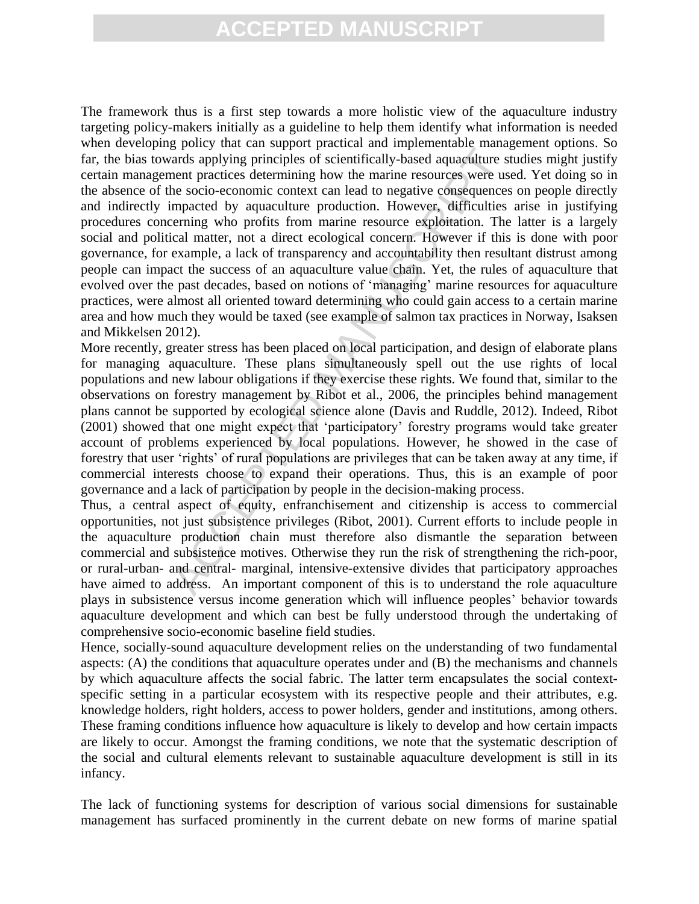The framework thus is a first step towards a more holistic view of the aquaculture industry targeting policy-makers initially as a guideline to help them identify what information is needed when developing policy that can support practical and implementable management options. So far, the bias towards applying principles of scientifically-based aquaculture studies might justify certain management practices determining how the marine resources were used. Yet doing so in the absence of the socio-economic context can lead to negative consequences on people directly and indirectly impacted by aquaculture production. However, difficulties arise in justifying procedures concerning who profits from marine resource exploitation. The latter is a largely social and political matter, not a direct ecological concern. However if this is done with poor governance, for example, a lack of transparency and accountability then resultant distrust among people can impact the success of an aquaculture value chain. Yet, the rules of aquaculture that evolved over the past decades, based on notions of 'managing' marine resources for aquaculture practices, were almost all oriented toward determining who could gain access to a certain marine area and how much they would be taxed (see example of salmon tax practices in Norway, Isaksen and Mikkelsen 2012).

More recently, greater stress has been placed on local participation, and design of elaborate plans for managing aquaculture. These plans simultaneously spell out the use rights of local populations and new labour obligations if they exercise these rights. We found that, similar to the observations on forestry management by Ribot et al., 2006, the principles behind management plans cannot be supported by ecological science alone (Davis and Ruddle, 2012). Indeed, Ribot (2001) showed that one might expect that 'participatory' forestry programs would take greater account of problems experienced by local populations. However, he showed in the case of forestry that user 'rights' of rural populations are privileges that can be taken away at any time, if commercial interests choose to expand their operations. Thus, this is an example of poor governance and a lack of participation by people in the decision-making process.

Thus, a central aspect of equity, enfranchisement and citizenship is access to commercial opportunities, not just subsistence privileges (Ribot, 2001). Current efforts to include people in the aquaculture production chain must therefore also dismantle the separation between commercial and subsistence motives. Otherwise they run the risk of strengthening the rich-poor, or rural-urban- and central- marginal, intensive-extensive divides that participatory approaches have aimed to address. An important component of this is to understand the role aquaculture plays in subsistence versus income generation which will influence peoples' behavior towards aquaculture development and which can best be fully understood through the undertaking of comprehensive socio-economic baseline field studies.

Hence, socially-sound aquaculture development relies on the understanding of two fundamental aspects: (A) the conditions that aquaculture operates under and (B) the mechanisms and channels by which aquaculture affects the social fabric. The latter term encapsulates the social context-specific setting in a particular ecosystem with its respective people and their attributes, e.g. knowledge holders, right holders, access to power holders, gender and institutions, among others. These framing conditions influence how aquaculture is likely to develop and how certain impacts are likely to occur. Amongst the framing conditions, we note that the systematic description of the social and cultural elements relevant to sustainable aquaculture development is still in its infancy.

The lack of functioning systems for description of various social dimensions for sustainable management has surfaced prominently in the current debate on new forms of marine spatial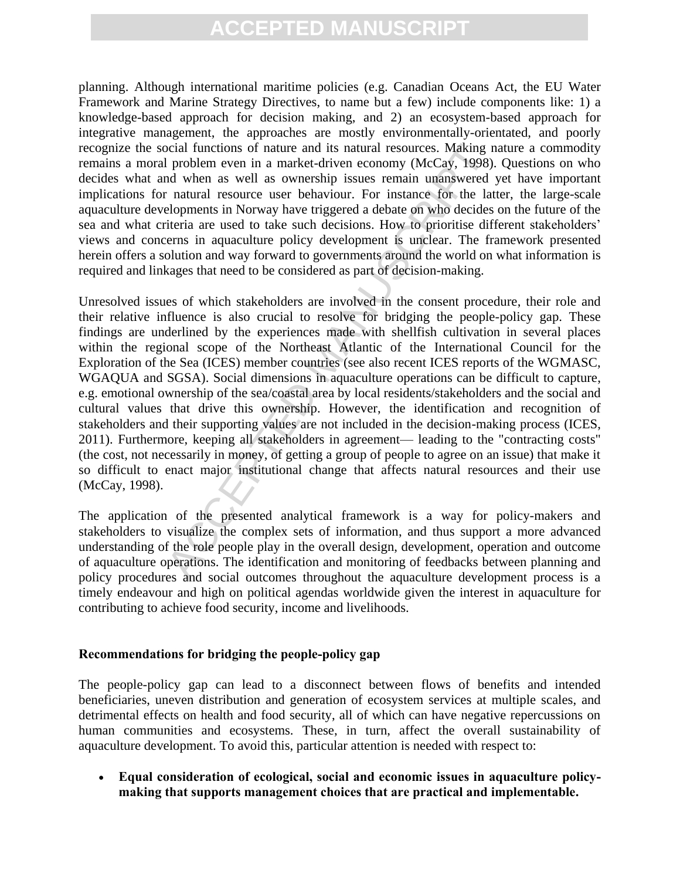planning. Although international maritime policies (e.g. Canadian Oceans Act, the EU Water Framework and Marine Strategy Directives, to name but a few) include components like: 1) a knowledge-based approach for decision making, and 2) an ecosystem-based approach for integrative management, the approaches are mostly environmentally-orientated, and poorly recognize the social functions of nature and its natural resources. Making nature a commodity remains a moral problem even in a market-driven economy (McCay, 1998). Questions on who decides what and when as well as ownership issues remain unanswered yet have important implications for natural resource user behaviour. For instance for the latter, the large-scale aquaculture developments in Norway have triggered a debate on who decides on the future of the sea and what criteria are used to take such decisions. How to prioritise different stakeholders' views and concerns in aquaculture policy development is unclear. The framework presented herein offers a solution and way forward to governments around the world on what information is required and linkages that need to be considered as part of decision-making.

Unresolved issues of which stakeholders are involved in the consent procedure, their role and their relative influence is also crucial to resolve for bridging the people-policy gap. These findings are underlined by the experiences made with shellfish cultivation in several places within the regional scope of the Northeast Atlantic of the International Council for the Exploration of the Sea (ICES) member countries (see also recent ICES reports of the WGMASC, WGAQUA and SGSA). Social dimensions in aquaculture operations can be difficult to capture, e.g. emotional ownership of the sea/coastal area by local residents/stakeholders and the social and cultural values that drive this ownership. However, the identification and recognition of stakeholders and their supporting values are not included in the decision-making process (ICES, 2011). Furthermore, keeping all stakeholders in agreement— leading to the "contracting costs" (the cost, not necessarily in money, of getting a group of people to agree on an issue) that make it so difficult to enact major institutional change that affects natural resources and their use (McCay, 1998).

The application of the presented analytical framework is a way for policy-makers and stakeholders to visualize the complex sets of information, and thus support a more advanced understanding of the role people play in the overall design, development, operation and outcome of aquaculture operations. The identification and monitoring of feedbacks between planning and policy procedures and social outcomes throughout the aquaculture development process is a timely endeavour and high on political agendas worldwide given the interest in aquaculture for contributing to achieve food security, income and livelihoods.

**Recommendations for bridging the people-policy gap**

The people-policy gap can lead to a disconnect between flows of benefits and intended beneficiaries, uneven distribution and generation of ecosystem services at multiple scales, and detrimental effects on health and food security, all of which can have negative repercussions on human communities and ecosystems. These, in turn, affect the overall sustainability of aquaculture development. To avoid this, particular attention is needed with respect to:

- **Equal consideration of ecological, social and economic issues in aquaculture policy-making that supports management choices that are practical and implementable.**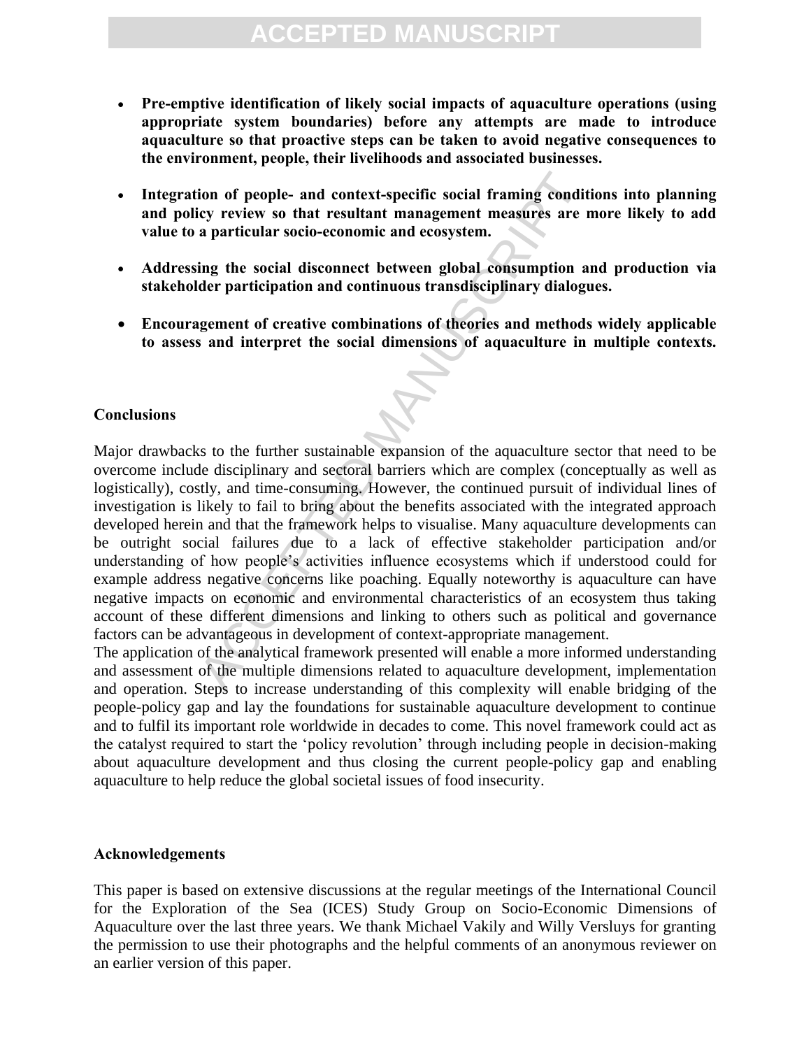- **Pre-emptive identification of likely social impacts of aquaculture operations (using appropriate system boundaries) before any attempts are made to introduce aquaculture so that proactive steps can be taken to avoid negative consequences to the environment, people, their livelihoods and associated businesses.**

- **Integration of people- and context-specific social framing conditions into planning and policy review so that resultant management measures are more likely to add value to a particular socio-economic and ecosystem.**

- **Addressing the social disconnect between global consumption and production via stakeholder participation and continuous transdisciplinary dialogues.**

- **Encouragement of creative combinations of theories and methods widely applicable to assess and interpret the social dimensions of aquaculture in multiple contexts.**

## Conclusions

Major drawbacks to the further sustainable expansion of the aquaculture sector that need to be overcome include disciplinary and sectoral barriers which are complex (conceptually as well as logistically), costly, and time-consuming. However, the continued pursuit of individual lines of investigation is likely to fail to bring about the benefits associated with the integrated approach developed herein and that the framework helps to visualise. Many aquaculture developments can be outright social failures due to a lack of effective stakeholder participation and/or understanding of how people's activities influence ecosystems which if understood could for example address negative concerns like poaching. Equally noteworthy is aquaculture can have negative impacts on economic and environmental characteristics of an ecosystem thus taking account of these different dimensions and linking to others such as political and governance factors can be advantageous in development of context-appropriate management.

The application of the analytical framework presented will enable a more informed understanding and assessment of the multiple dimensions related to aquaculture development, implementation and operation. Steps to increase understanding of this complexity will enable bridging of the people-policy gap and lay the foundations for sustainable aquaculture development to continue and to fulfil its important role worldwide in decades to come. This novel framework could act as the catalyst required to start the 'policy revolution' through including people in decision-making about aquaculture development and thus closing the current people-policy gap and enabling aquaculture to help reduce the global societal issues of food insecurity.

## Acknowledgements

This paper is based on extensive discussions at the regular meetings of the International Council for the Exploration of the Sea (ICES) Study Group on Socio-Economic Dimensions of Aquaculture over the last three years. We thank Michael Vakily and Willy Versluys for granting the permission to use their photographs and the helpful comments of an anonymous reviewer on an earlier version of this paper.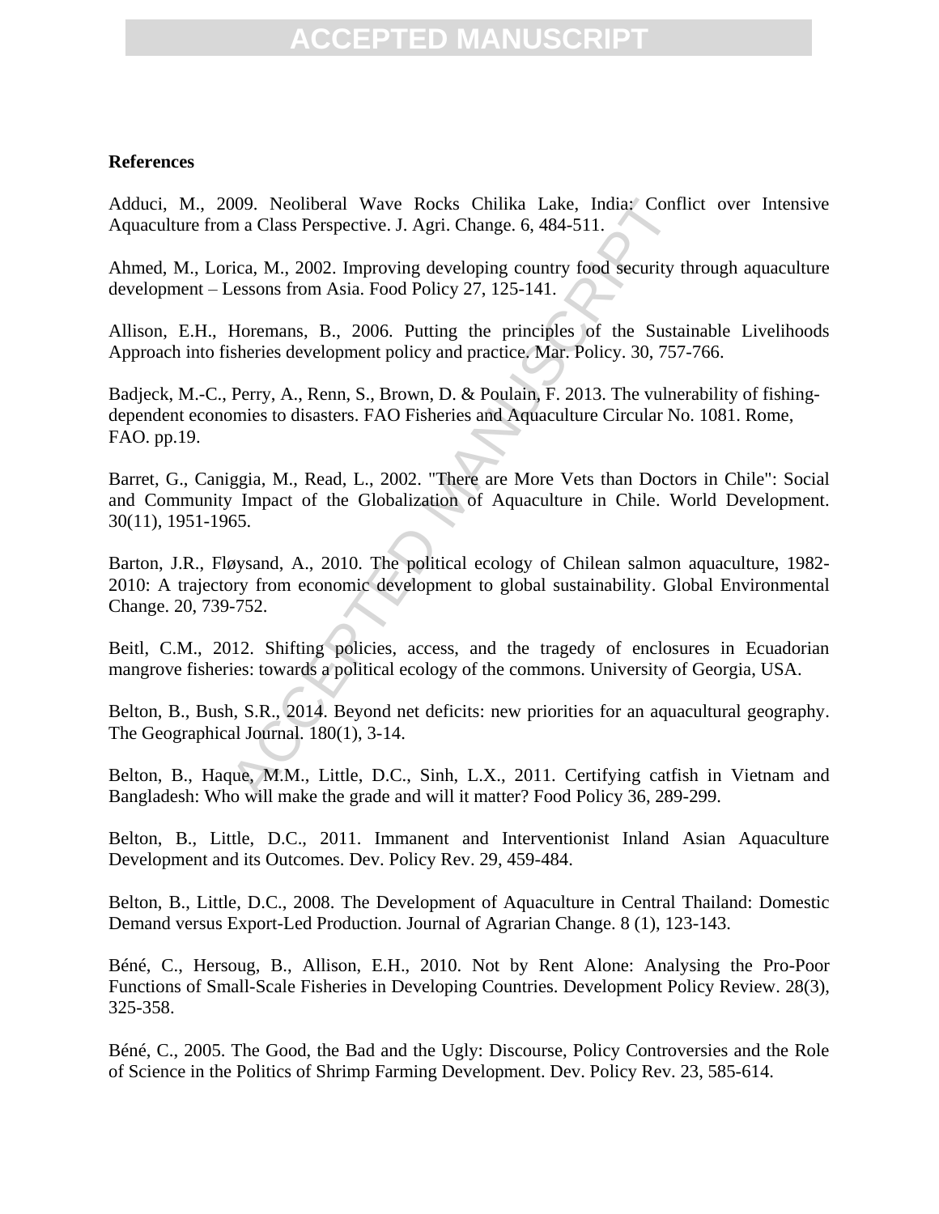**References**

Adduci, M., 2009. Neoliberal Wave Rocks Chilika Lake, India: Conflict over Intensive Aquaculture from a Class Perspective. J. Agri. Change. 6, 484-511.

Ahmed, M., Lorica, M., 2002. Improving developing country food security through aquaculture development – Lessons from Asia. Food Policy 27, 125-141.

Allison, E.H., Horemans, B., 2006. Putting the principles of the Sustainable Livelihoods Approach into fisheries development policy and practice. Mar. Policy. 30, 757-766.

Badjeck, M.-C., Perry, A., Renn, S., Brown, D. & Poulain, F. 2013. The vulnerability of fishing-dependent economies to disasters. FAO Fisheries and Aquaculture Circular No. 1081. Rome, FAO. pp.19.

Barret, G., Caniggia, M., Read, L., 2002. "There are More Vets than Doctors in Chile": Social and Community Impact of the Globalization of Aquaculture in Chile. World Development. 30(11), 1951-1965.

Barton, J.R., Fløysand, A., 2010. The political ecology of Chilean salmon aquaculture, 1982-2010: A trajectory from economic development to global sustainability. Global Environmental Change. 20, 739-752.

Beitl, C.M., 2012. Shifting policies, access, and the tragedy of enclosures in Ecuadorian mangrove fisheries: towards a political ecology of the commons. University of Georgia, USA.

Belton, B., Bush, S.R., 2014. Beyond net deficits: new priorities for an aquacultural geography. The Geographical Journal. 180(1), 3-14.

Belton, B., Haque, M.M., Little, D.C., Sinh, L.X., 2011. Certifying catfish in Vietnam and Bangladesh: Who will make the grade and will it matter? Food Policy 36, 289-299.

Belton, B., Little, D.C., 2011. Immanent and Interventionist Inland Asian Aquaculture Development and its Outcomes. Dev. Policy Rev. 29, 459-484.

Belton, B., Little, D.C., 2008. The Development of Aquaculture in Central Thailand: Domestic Demand versus Export-Led Production. Journal of Agrarian Change. 8 (1), 123-143.

Béné, C., Hersoug, B., Allison, E.H., 2010. Not by Rent Alone: Analysing the Pro-Poor Functions of Small-Scale Fisheries in Developing Countries. Development Policy Review. 28(3), 325-358.

Béné, C., 2005. The Good, the Bad and the Ugly: Discourse, Policy Controversies and the Role of Science in the Politics of Shrimp Farming Development. Dev. Policy Rev. 23, 585-614.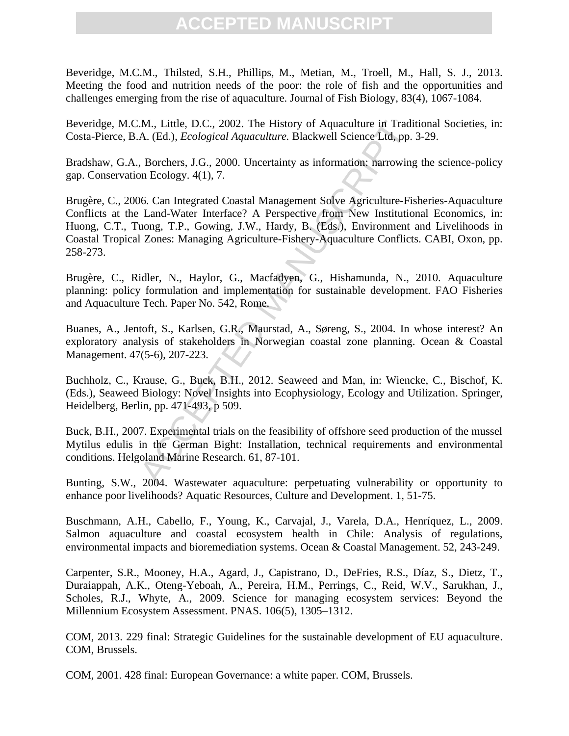Beveridge, M.C.M., Thilsted, S.H., Phillips, M., Metian, M., Troell, M., Hall, S. J., 2013. Meeting the food and nutrition needs of the poor: the role of fish and the opportunities and challenges emerging from the rise of aquaculture. Journal of Fish Biology, 83(4), 1067-1084.

Beveridge, M.C.M., Little, D.C., 2002. The History of Aquaculture in Traditional Societies, in: Costa-Pierce, B.A. (Ed.), *Ecological Aquaculture.* Blackwell Science Ltd, pp. 3-29.

Bradshaw, G.A., Borchers, J.G., 2000. Uncertainty as information: narrowing the science-policy gap. Conservation Ecology. 4(1), 7.

Brugère, C., 2006. Can Integrated Coastal Management Solve Agriculture-Fisheries-Aquaculture Conflicts at the Land-Water Interface? A Perspective from New Institutional Economics, in: Huong, C.T., Tuong, T.P., Gowing, J.W., Hardy, B. (Eds.), Environment and Livelihoods in Coastal Tropical Zones: Managing Agriculture-Fishery-Aquaculture Conflicts. CABI, Oxon, pp. 258-273.

Brugère, C., Ridler, N., Haylor, G., Macfadyen, G., Hishamunda, N., 2010. Aquaculture planning: policy formulation and implementation for sustainable development. FAO Fisheries and Aquaculture Tech. Paper No. 542, Rome.

Buanes, A., Jentoft, S., Karlsen, G.R., Maurstad, A., Søreng, S., 2004. In whose interest? An exploratory analysis of stakeholders in Norwegian coastal zone planning. Ocean & Coastal Management. 47(5-6), 207-223.

Buchholz, C., Krause, G., Buck, B.H., 2012. Seaweed and Man, in: Wiencke, C., Bischof, K. (Eds.), Seaweed Biology: Novel Insights into Ecophysiology, Ecology and Utilization. Springer, Heidelberg, Berlin, pp. 471-493, p 509.

Buck, B.H., 2007. Experimental trials on the feasibility of offshore seed production of the mussel Mytilus edulis in the German Bight: Installation, technical requirements and environmental conditions. Helgoland Marine Research. 61, 87-101.

Bunting, S.W., 2004. Wastewater aquaculture: perpetuating vulnerability or opportunity to enhance poor livelihoods? Aquatic Resources, Culture and Development. 1, 51-75.

Buschmann, A.H., Cabello, F., Young, K., Carvajal, J., Varela, D.A., Henríquez, L., 2009. Salmon aquaculture and coastal ecosystem health in Chile: Analysis of regulations, environmental impacts and bioremediation systems. Ocean & Coastal Management. 52, 243-249.

Carpenter, S.R., Mooney, H.A., Agard, J., Capistrano, D., DeFries, R.S., Díaz, S., Dietz, T., Duraiappah, A.K., Oteng-Yeboah, A., Pereira, H.M., Perrings, C., Reid, W.V., Sarukhan, J., Scholes, R.J., Whyte, A., 2009. Science for managing ecosystem services: Beyond the Millennium Ecosystem Assessment. PNAS. 106(5), 1305–1312.

COM, 2013. 229 final: Strategic Guidelines for the sustainable development of EU aquaculture. COM, Brussels.

COM, 2001. 428 final: European Governance: a white paper. COM, Brussels.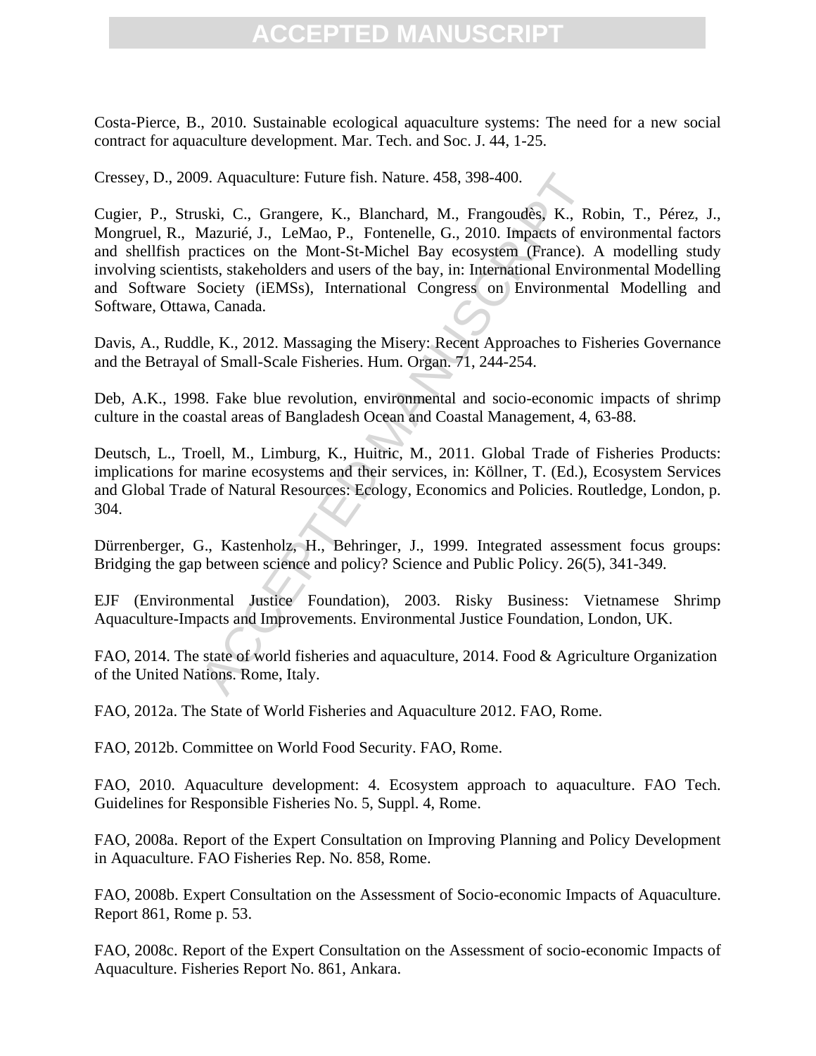Costa-Pierce, B., 2010. Sustainable ecological aquaculture systems: The need for a new social contract for aquaculture development. Mar. Tech. and Soc. J. 44, 1-25.

Cressey, D., 2009. Aquaculture: Future fish. Nature. 458, 398-400.

Cugier, P., Struski, C., Grangere, K., Blanchard, M., Frangoudès, K., Robin, T., Pérez, J., Mongruel, R., Mazurié, J., LeMao, P., Fontenelle, G., 2010. Impacts of environmental factors and shellfish practices on the Mont-St-Michel Bay ecosystem (France). A modelling study involving scientists, stakeholders and users of the bay, in: International Environmental Modelling and Software Society (iEMSs), International Congress on Environmental Modelling and Software, Ottawa, Canada.

Davis, A., Ruddle, K., 2012. Massaging the Misery: Recent Approaches to Fisheries Governance and the Betrayal of Small-Scale Fisheries. Hum. Organ. 71, 244-254.

Deb, A.K., 1998. Fake blue revolution, environmental and socio-economic impacts of shrimp culture in the coastal areas of Bangladesh Ocean and Coastal Management, 4, 63-88.

Deutsch, L., Troell, M., Limburg, K., Huitric, M., 2011. Global Trade of Fisheries Products: implications for marine ecosystems and their services, in: Köllner, T. (Ed.), Ecosystem Services and Global Trade of Natural Resources: Ecology, Economics and Policies. Routledge, London, p. 304.

Dürrenberger, G., Kastenholz, H., Behringer, J., 1999. Integrated assessment focus groups: Bridging the gap between science and policy? Science and Public Policy. 26(5), 341-349.

EJF (Environmental Justice Foundation), 2003. Risky Business: Vietnamese Shrimp Aquaculture-Impacts and Improvements. Environmental Justice Foundation, London, UK.

FAO, 2014. The state of world fisheries and aquaculture, 2014. Food & Agriculture Organization of the United Nations. Rome, Italy.

FAO, 2012a. The State of World Fisheries and Aquaculture 2012. FAO, Rome.

FAO, 2012b. Committee on World Food Security. FAO, Rome.

FAO, 2010. Aquaculture development: 4. Ecosystem approach to aquaculture. FAO Tech. Guidelines for Responsible Fisheries No. 5, Suppl. 4, Rome.

FAO, 2008a. Report of the Expert Consultation on Improving Planning and Policy Development in Aquaculture. FAO Fisheries Rep. No. 858, Rome.

FAO, 2008b. Expert Consultation on the Assessment of Socio-economic Impacts of Aquaculture. Report 861, Rome p. 53.

FAO, 2008c. Report of the Expert Consultation on the Assessment of socio-economic Impacts of Aquaculture. Fisheries Report No. 861, Ankara.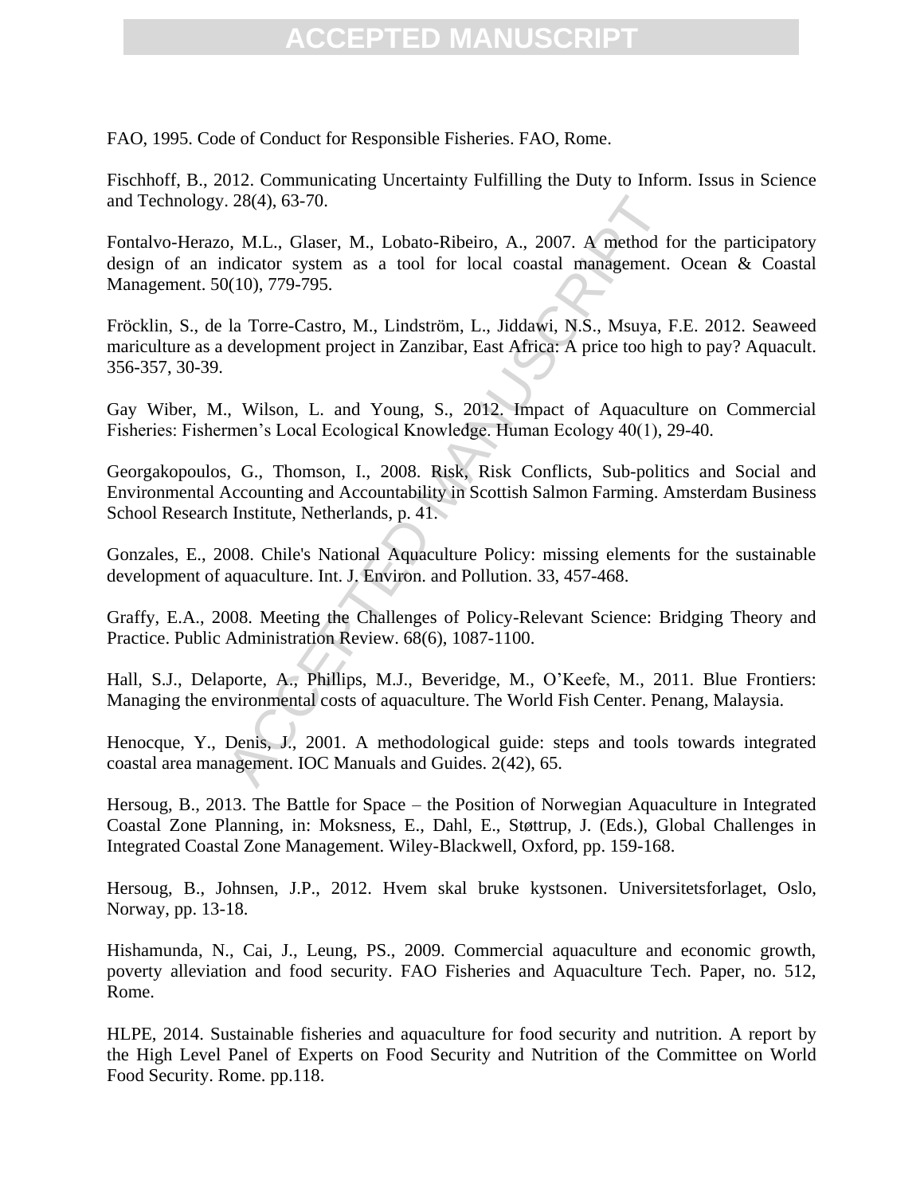FAO, 1995. Code of Conduct for Responsible Fisheries. FAO, Rome.

Fischhoff, B., 2012. Communicating Uncertainty Fulfilling the Duty to Inform. Issus in Science and Technology. 28(4), 63-70.

Fontalvo-Herazo, M.L., Glaser, M., Lobato-Ribeiro, A., 2007. A method for the participatory design of an indicator system as a tool for local coastal management. Ocean & Coastal Management. 50(10), 779-795.

Fröcklin, S., de la Torre-Castro, M., Lindström, L., Jiddawi, N.S., Msuya, F.E. 2012. Seaweed mariculture as a development project in Zanzibar, East Africa: A price too high to pay? Aquacult. 356-357, 30-39.

Gay Wiber, M., Wilson, L. and Young, S., 2012. Impact of Aquaculture on Commercial Fisheries: Fishermen's Local Ecological Knowledge. Human Ecology 40(1), 29-40.

Georgakopoulos, G., Thomson, I., 2008. Risk, Risk Conflicts, Sub-politics and Social and Environmental Accounting and Accountability in Scottish Salmon Farming. Amsterdam Business School Research Institute, Netherlands, p. 41.

Gonzales, E., 2008. Chile's National Aquaculture Policy: missing elements for the sustainable development of aquaculture. Int. J. Environ. and Pollution. 33, 457-468.

Graffy, E.A., 2008. Meeting the Challenges of Policy-Relevant Science: Bridging Theory and Practice. Public Administration Review. 68(6), 1087-1100.

Hall, S.J., Delaporte, A., Phillips, M.J., Beveridge, M., O'Keefe, M., 2011. Blue Frontiers: Managing the environmental costs of aquaculture. The World Fish Center. Penang, Malaysia.

Henocque, Y., Denis, J., 2001. A methodological guide: steps and tools towards integrated coastal area management. IOC Manuals and Guides. 2(42), 65.

Hersoug, B., 2013. The Battle for Space – the Position of Norwegian Aquaculture in Integrated Coastal Zone Planning, in: Moksness, E., Dahl, E., Støttrup, J. (Eds.), Global Challenges in Integrated Coastal Zone Management. Wiley-Blackwell, Oxford, pp. 159-168.

Hersoug, B., Johnsen, J.P., 2012. Hvem skal bruke kystsonen. Universitetsforlaget, Oslo, Norway, pp. 13-18.

Hishamunda, N., Cai, J., Leung, PS., 2009. Commercial aquaculture and economic growth, poverty alleviation and food security. FAO Fisheries and Aquaculture Tech. Paper, no. 512, Rome.

HLPE, 2014. Sustainable fisheries and aquaculture for food security and nutrition. A report by the High Level Panel of Experts on Food Security and Nutrition of the Committee on World Food Security. Rome. pp.118.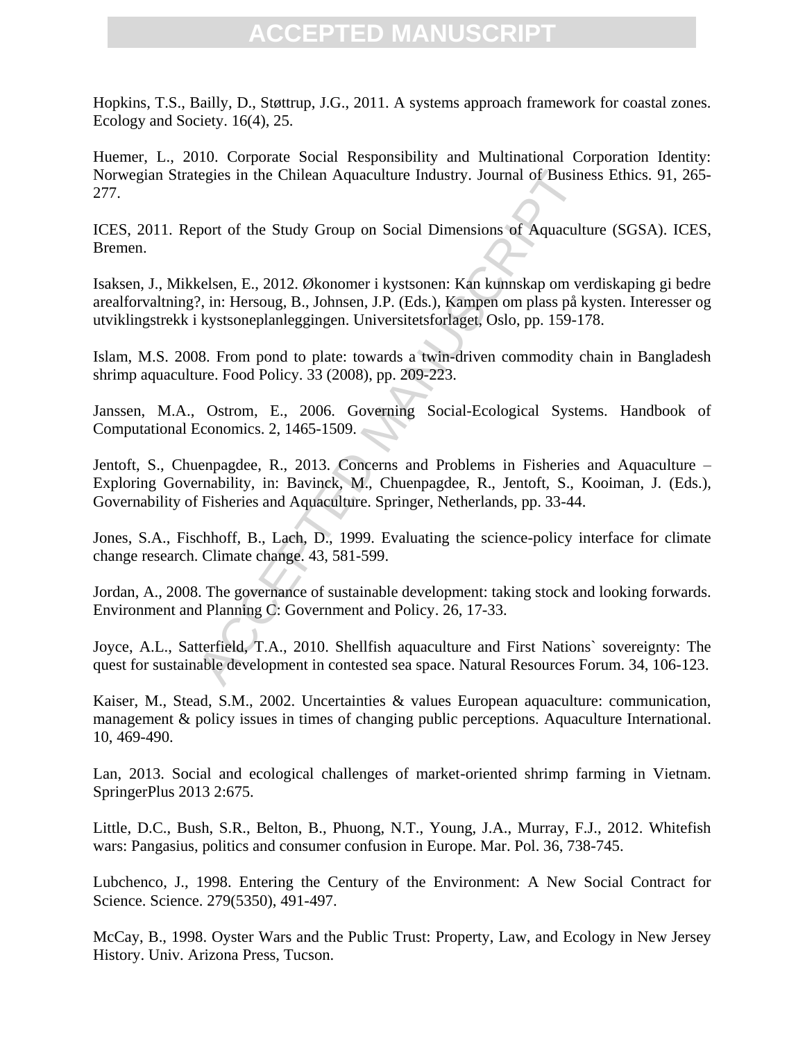Hopkins, T.S., Bailly, D., Støttrup, J.G., 2011. A systems approach framework for coastal zones. Ecology and Society. 16(4), 25.

Huemer, L., 2010. Corporate Social Responsibility and Multinational Corporation Identity: Norwegian Strategies in the Chilean Aquaculture Industry. Journal of Business Ethics. 91, 265-277.

ICES, 2011. Report of the Study Group on Social Dimensions of Aquaculture (SGSA). ICES, Bremen.

Isaksen, J., Mikkelsen, E., 2012. Økonomer i kystsonen: Kan kunnskap om verdiskaping gi bedre arealforvaltning?, in: Hersoug, B., Johnsen, J.P. (Eds.), Kampen om plass på kysten. Interesser og utviklingstrekk i kystsoneplanleggingen. Universitetsforlaget, Oslo, pp. 159-178.

Islam, M.S. 2008. From pond to plate: towards a twin-driven commodity chain in Bangladesh shrimp aquaculture. Food Policy. 33 (2008), pp. 209-223.

Janssen, M.A., Ostrom, E., 2006. Governing Social-Ecological Systems. Handbook of Computational Economics. 2, 1465-1509.

Jentoft, S., Chuenpagdee, R., 2013. Concerns and Problems in Fisheries and Aquaculture – Exploring Governability, in: Bavinck, M., Chuenpagdee, R., Jentoft, S., Kooiman, J. (Eds.), Governability of Fisheries and Aquaculture. Springer, Netherlands, pp. 33-44.

Jones, S.A., Fischhoff, B., Lach, D., 1999. Evaluating the science-policy interface for climate change research. Climate change. 43, 581-599.

Jordan, A., 2008. The governance of sustainable development: taking stock and looking forwards. Environment and Planning C: Government and Policy. 26, 17-33.

Joyce, A.L., Satterfield, T.A., 2010. Shellfish aquaculture and First Nations` sovereignty: The quest for sustainable development in contested sea space. Natural Resources Forum. 34, 106-123.

Kaiser, M., Stead, S.M., 2002. Uncertainties & values European aquaculture: communication, management & policy issues in times of changing public perceptions. Aquaculture International. 10, 469-490.

Lan, 2013. Social and ecological challenges of market-oriented shrimp farming in Vietnam. SpringerPlus 2013 2:675.

Little, D.C., Bush, S.R., Belton, B., Phuong, N.T., Young, J.A., Murray, F.J., 2012. Whitefish wars: Pangasius, politics and consumer confusion in Europe. Mar. Pol. 36, 738-745.

Lubchenco, J., 1998. Entering the Century of the Environment: A New Social Contract for Science. Science. 279(5350), 491-497.

McCay, B., 1998. Oyster Wars and the Public Trust: Property, Law, and Ecology in New Jersey History. Univ. Arizona Press, Tucson.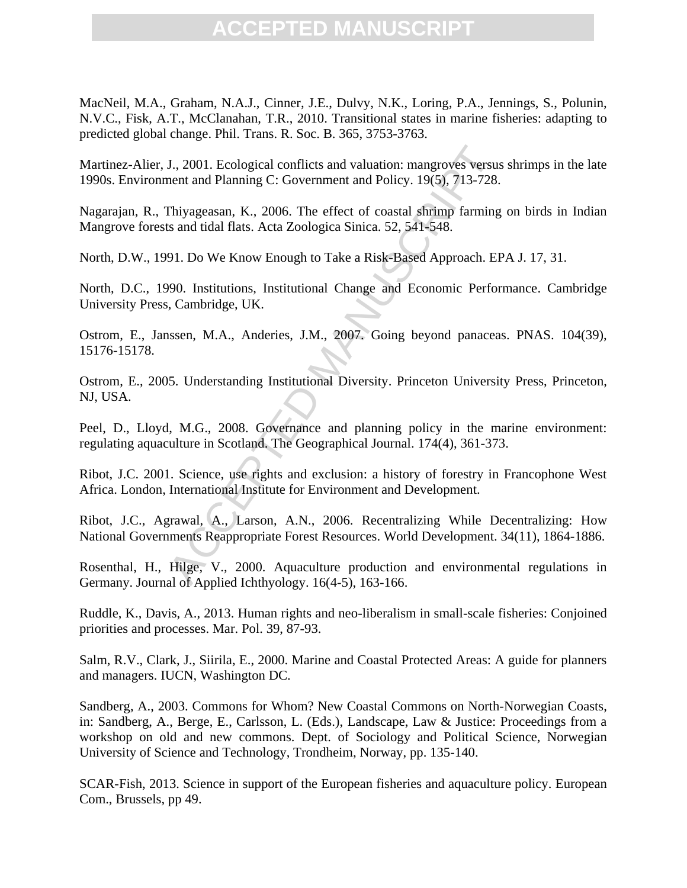MacNeil, M.A., Graham, N.A.J., Cinner, J.E., Dulvy, N.K., Loring, P.A., Jennings, S., Polunin, N.V.C., Fisk, A.T., McClanahan, T.R., 2010. Transitional states in marine fisheries: adapting to predicted global change. Phil. Trans. R. Soc. B. 365, 3753-3763.

Martinez-Alier, J., 2001. Ecological conflicts and valuation: mangroves versus shrimps in the late 1990s. Environment and Planning C: Government and Policy. 19(5), 713-728.

Nagarajan, R., Thiyageasan, K., 2006. The effect of coastal shrimp farming on birds in Indian Mangrove forests and tidal flats. Acta Zoologica Sinica. 52, 541-548.

North, D.W., 1991. Do We Know Enough to Take a Risk-Based Approach. EPA J. 17, 31.

North, D.C., 1990. Institutions, Institutional Change and Economic Performance. Cambridge University Press, Cambridge, UK.

Ostrom, E., Janssen, M.A., Anderies, J.M., 2007. Going beyond panaceas. PNAS. 104(39), 15176-15178.

Ostrom, E., 2005. Understanding Institutional Diversity. Princeton University Press, Princeton, NJ, USA.

Peel, D., Lloyd, M.G., 2008. Governance and planning policy in the marine environment: regulating aquaculture in Scotland. The Geographical Journal. 174(4), 361-373.

Ribot, J.C. 2001. Science, use rights and exclusion: a history of forestry in Francophone West Africa. London, International Institute for Environment and Development.

Ribot, J.C., Agrawal, A., Larson, A.N., 2006. Recentralizing While Decentralizing: How National Governments Reappropriate Forest Resources. World Development. 34(11), 1864-1886.

Rosenthal, H., Hilge, V., 2000. Aquaculture production and environmental regulations in Germany. Journal of Applied Ichthyology. 16(4-5), 163-166.

Ruddle, K., Davis, A., 2013. Human rights and neo-liberalism in small-scale fisheries: Conjoined priorities and processes. Mar. Pol. 39, 87-93.

Salm, R.V., Clark, J., Siirila, E., 2000. Marine and Coastal Protected Areas: A guide for planners and managers. IUCN, Washington DC.

Sandberg, A., 2003. Commons for Whom? New Coastal Commons on North-Norwegian Coasts, in: Sandberg, A., Berge, E., Carlsson, L. (Eds.), Landscape, Law & Justice: Proceedings from a workshop on old and new commons. Dept. of Sociology and Political Science, Norwegian University of Science and Technology, Trondheim, Norway, pp. 135-140.

SCAR-Fish, 2013. Science in support of the European fisheries and aquaculture policy. European Com., Brussels, pp 49.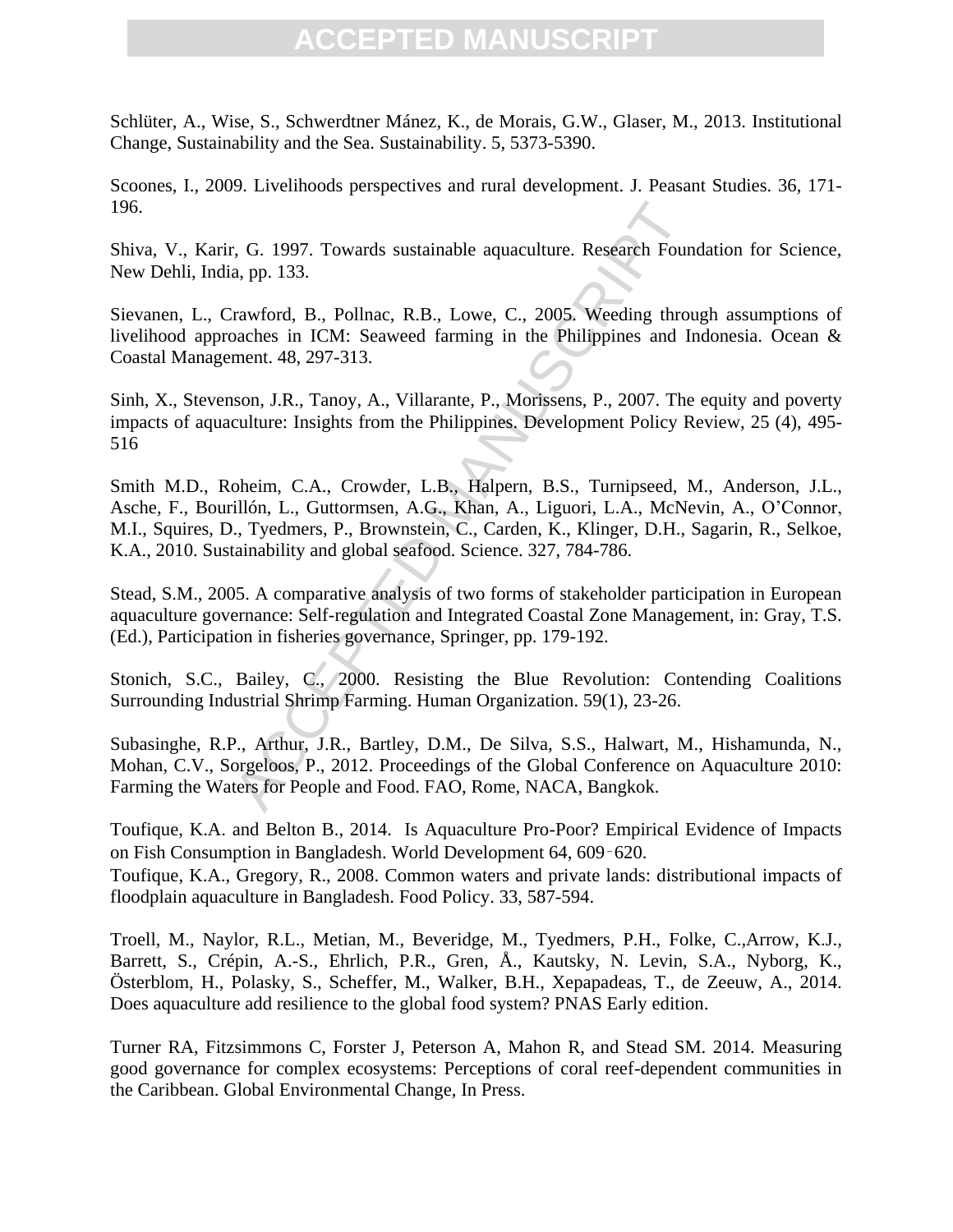Schlüter, A., Wise, S., Schwerdtner Mánez, K., de Morais, G.W., Glaser, M., 2013. Institutional Change, Sustainability and the Sea. Sustainability. 5, 5373-5390.

Scoones, I., 2009. Livelihoods perspectives and rural development. J. Peasant Studies. 36, 171-196.

Shiva, V., Karir, G. 1997. Towards sustainable aquaculture. Research Foundation for Science, New Dehli, India, pp. 133.

Sievanen, L., Crawford, B., Pollnac, R.B., Lowe, C., 2005. Weeding through assumptions of livelihood approaches in ICM: Seaweed farming in the Philippines and Indonesia. Ocean & Coastal Management. 48, 297-313.

Sinh, X., Stevenson, J.R., Tanoy, A., Villarante, P., Morissens, P., 2007. The equity and poverty impacts of aquaculture: Insights from the Philippines. Development Policy Review, 25 (4), 495-516

Smith M.D., Roheim, C.A., Crowder, L.B., Halpern, B.S., Turnipseed, M., Anderson, J.L., Asche, F., Bourillón, L., Guttormsen, A.G., Khan, A., Liguori, L.A., McNevin, A., O'Connor, M.I., Squires, D., Tyedmers, P., Brownstein, C., Carden, K., Klinger, D.H., Sagarin, R., Selkoe, K.A., 2010. Sustainability and global seafood. Science. 327, 784-786.

Stead, S.M., 2005. A comparative analysis of two forms of stakeholder participation in European aquaculture governance: Self-regulation and Integrated Coastal Zone Management, in: Gray, T.S. (Ed.), Participation in fisheries governance, Springer, pp. 179-192.

Stonich, S.C., Bailey, C., 2000. Resisting the Blue Revolution: Contending Coalitions Surrounding Industrial Shrimp Farming. Human Organization. 59(1), 23-26.

Subasinghe, R.P., Arthur, J.R., Bartley, D.M., De Silva, S.S., Halwart, M., Hishamunda, N., Mohan, C.V., Sorgeloos, P., 2012. Proceedings of the Global Conference on Aquaculture 2010: Farming the Waters for People and Food. FAO, Rome, NACA, Bangkok.

Toufique, K.A. and Belton B., 2014. Is Aquaculture Pro-Poor? Empirical Evidence of Impacts on Fish Consumption in Bangladesh. World Development 64, 609–620.

Toufique, K.A., Gregory, R., 2008. Common waters and private lands: distributional impacts of floodplain aquaculture in Bangladesh. Food Policy. 33, 587-594.

Troell, M., Naylor, R.L., Metian, M., Beveridge, M., Tyedmers, P.H., Folke, C.,Arrow, K.J., Barrett, S., Crépin, A.-S., Ehrlich, P.R., Gren, Å., Kautsky, N. Levin, S.A., Nyborg, K., Österblom, H., Polasky, S., Scheffer, M., Walker, B.H., Xepapadeas, T., de Zeeuw, A., 2014. Does aquaculture add resilience to the global food system? PNAS Early edition.

Turner RA, Fitzsimmons C, Forster J, Peterson A, Mahon R, and Stead SM. 2014. Measuring good governance for complex ecosystems: Perceptions of coral reef-dependent communities in the Caribbean. Global Environmental Change, In Press.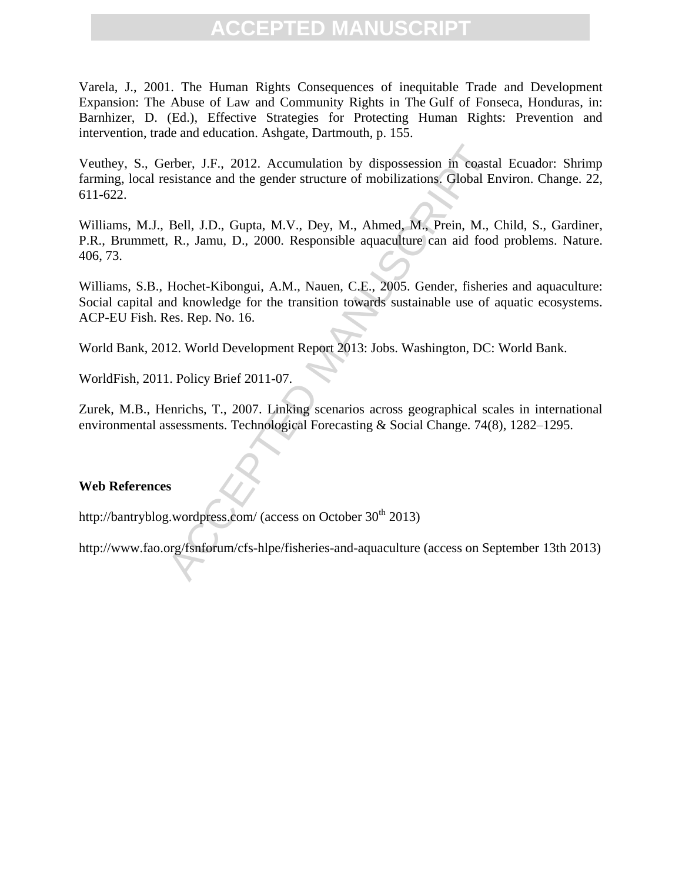Varela, J., 2001. The Human Rights Consequences of inequitable Trade and Development Expansion: The Abuse of Law and Community Rights in The Gulf of Fonseca, Honduras, in: Barnhizer, D. (Ed.), Effective Strategies for Protecting Human Rights: Prevention and intervention, trade and education. Ashgate, Dartmouth, p. 155.

Veuthey, S., Gerber, J.F., 2012. Accumulation by dispossession in coastal Ecuador: Shrimp farming, local resistance and the gender structure of mobilizations. Global Environ. Change. 22, 611-622.

Williams, M.J., Bell, J.D., Gupta, M.V., Dey, M., Ahmed, M., Prein, M., Child, S., Gardiner, P.R., Brummett, R., Jamu, D., 2000. Responsible aquaculture can aid food problems. Nature. 406, 73.

Williams, S.B., Hochet-Kibongui, A.M., Nauen, C.E., 2005. Gender, fisheries and aquaculture: Social capital and knowledge for the transition towards sustainable use of aquatic ecosystems. ACP-EU Fish. Res. Rep. No. 16.

World Bank, 2012. World Development Report 2013: Jobs. Washington, DC: World Bank.

WorldFish, 2011. Policy Brief 2011-07.

Zurek, M.B., Henrichs, T., 2007. Linking scenarios across geographical scales in international environmental assessments. Technological Forecasting & Social Change. 74(8), 1282–1295.

**Web References**

http://bantryblog.wordpress.com/ (access on October 30th 2013)

http://www.fao.org/fsnforum/cfs-hlpe/fisheries-and-aquaculture (access on September 13th 2013)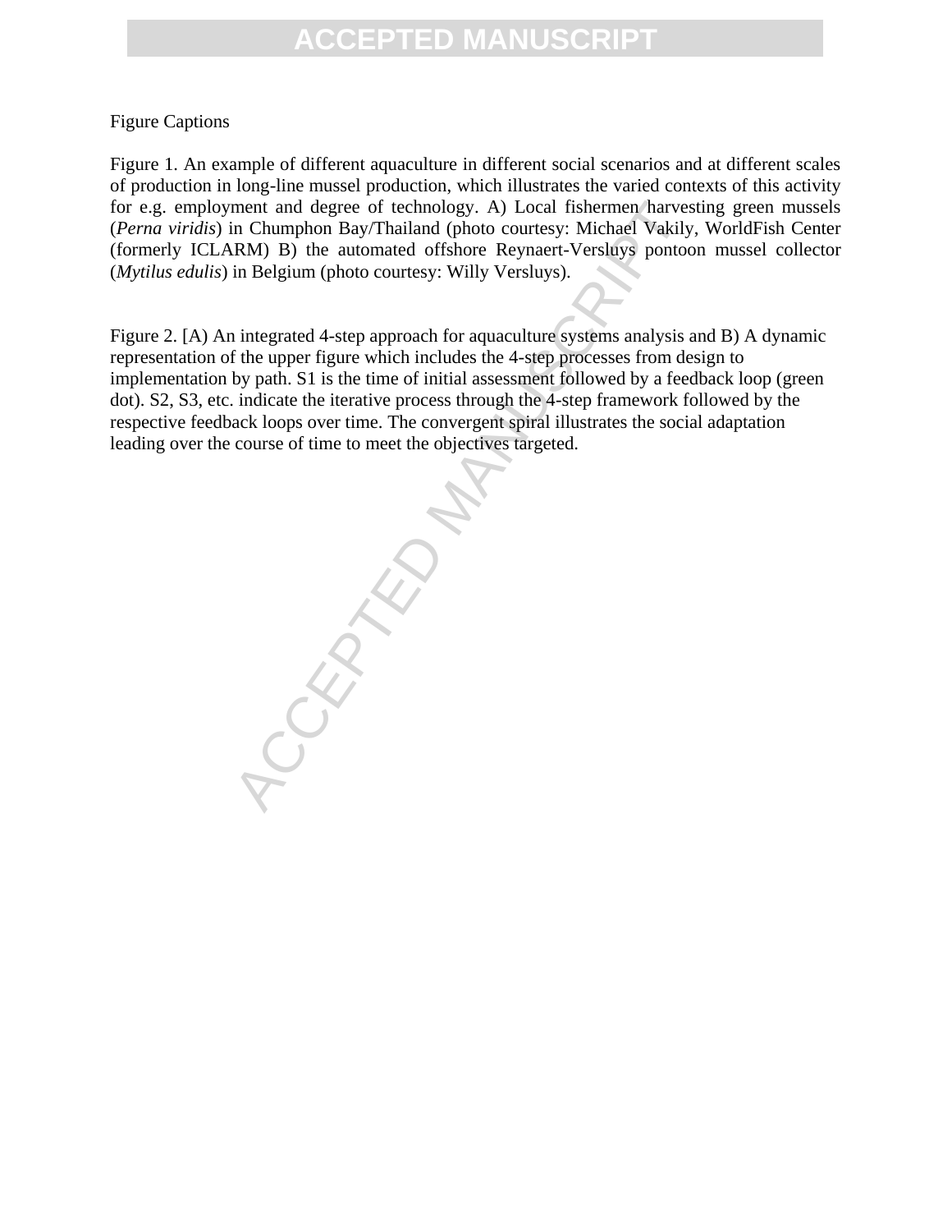Figure Captions

Figure 1. An example of different aquaculture in different social scenarios and at different scales of production in long-line mussel production, which illustrates the varied contexts of this activity for e.g. employment and degree of technology. A) Local fishermen harvesting green mussels (*Perna viridis*) in Chumphon Bay/Thailand (photo courtesy: Michael Vakily, WorldFish Center (formerly ICLARM) B) the automated offshore Reynaert-Versluys pontoon mussel collector (*Mytilus edulis*) in Belgium (photo courtesy: Willy Versluys).

Figure 2. [A) An integrated 4-step approach for aquaculture systems analysis and B) A dynamic representation of the upper figure which includes the 4-step processes from design to implementation by path. S1 is the time of initial assessment followed by a feedback loop (green dot). S2, S3, etc. indicate the iterative process through the 4-step framework followed by the respective feedback loops over time. The convergent spiral illustrates the social adaptation leading over the course of time to meet the objectives targeted.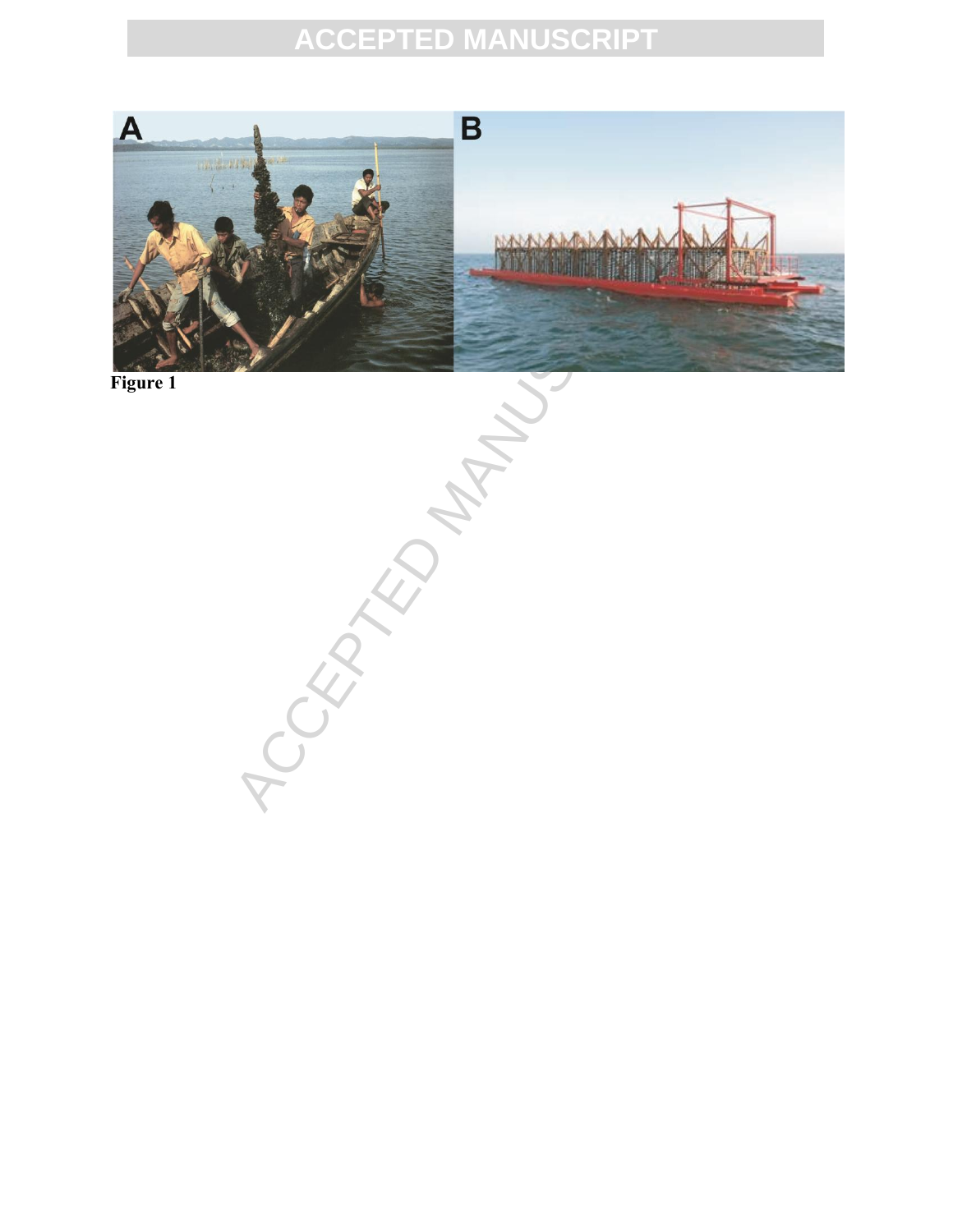Figure 1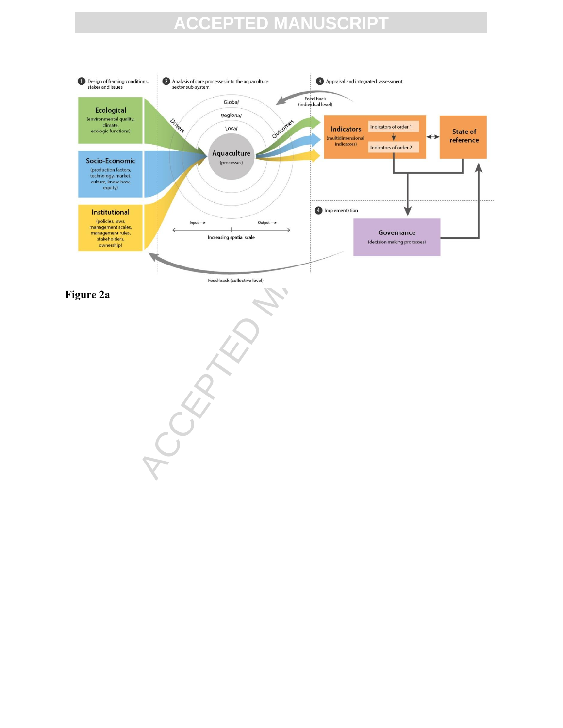❶ Design of framing conditions, stakes and issues

❷ Analysis of core processes into the aquaculture sector sub-system

❸ Appraisal and integrated assessment

❹ Implementation

**Ecological** (environmental quality, climate, ecologic functions)

**Socio-Economic** (production factors, technology, market, culture, know-how, equity)

**Institutional** (policies, laws, management scales, management rules, stakeholders, ownership)

Drivers

Global

Regional

Local

**Aquaculture** (processes)

Outcomes

Input →

Output →

Increasing spatial scale

Feed-back (individual level)

**Indicators** (multidimensional indicators)

Indicators of order 1

Indicators of order 2

**State of reference**

**Governance** (decision making processes)

Feed-back (collective level)

**Figure 2a**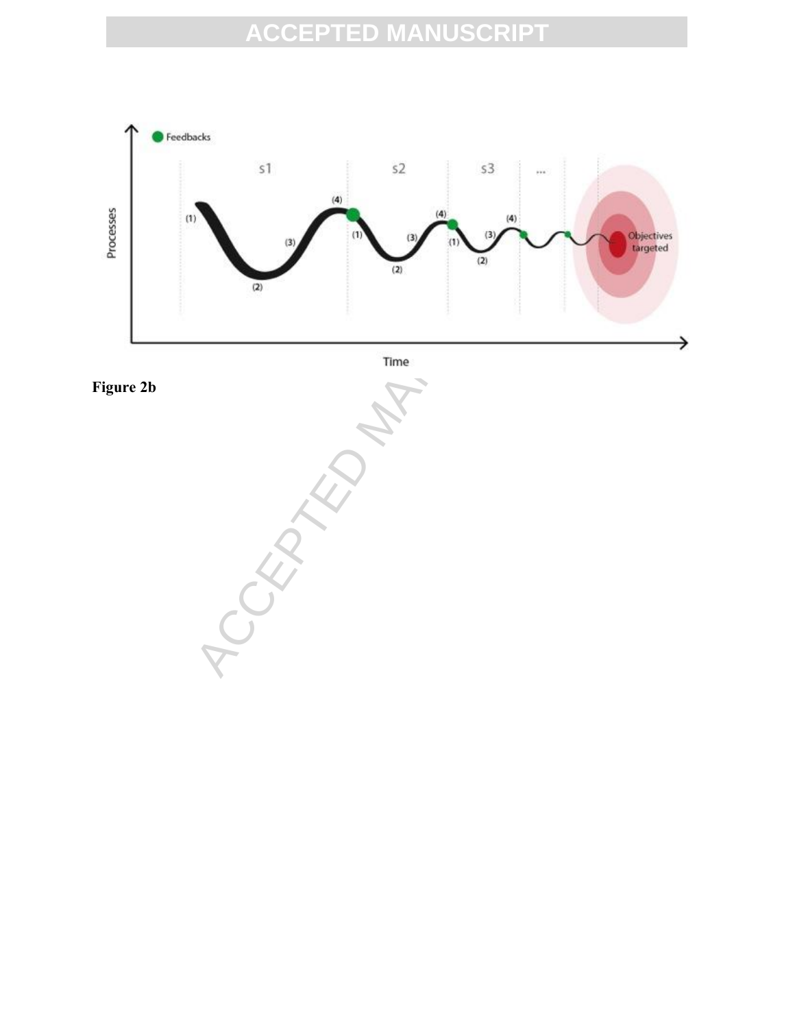Feedbacks

s1

s2

s3

...

(1)

(2)

(3)

(4)

(1)

(2)

(3)

(4)

(1)

(2)

(3)

(4)

Objectives targeted

Processes

Time

**Figure 2b**